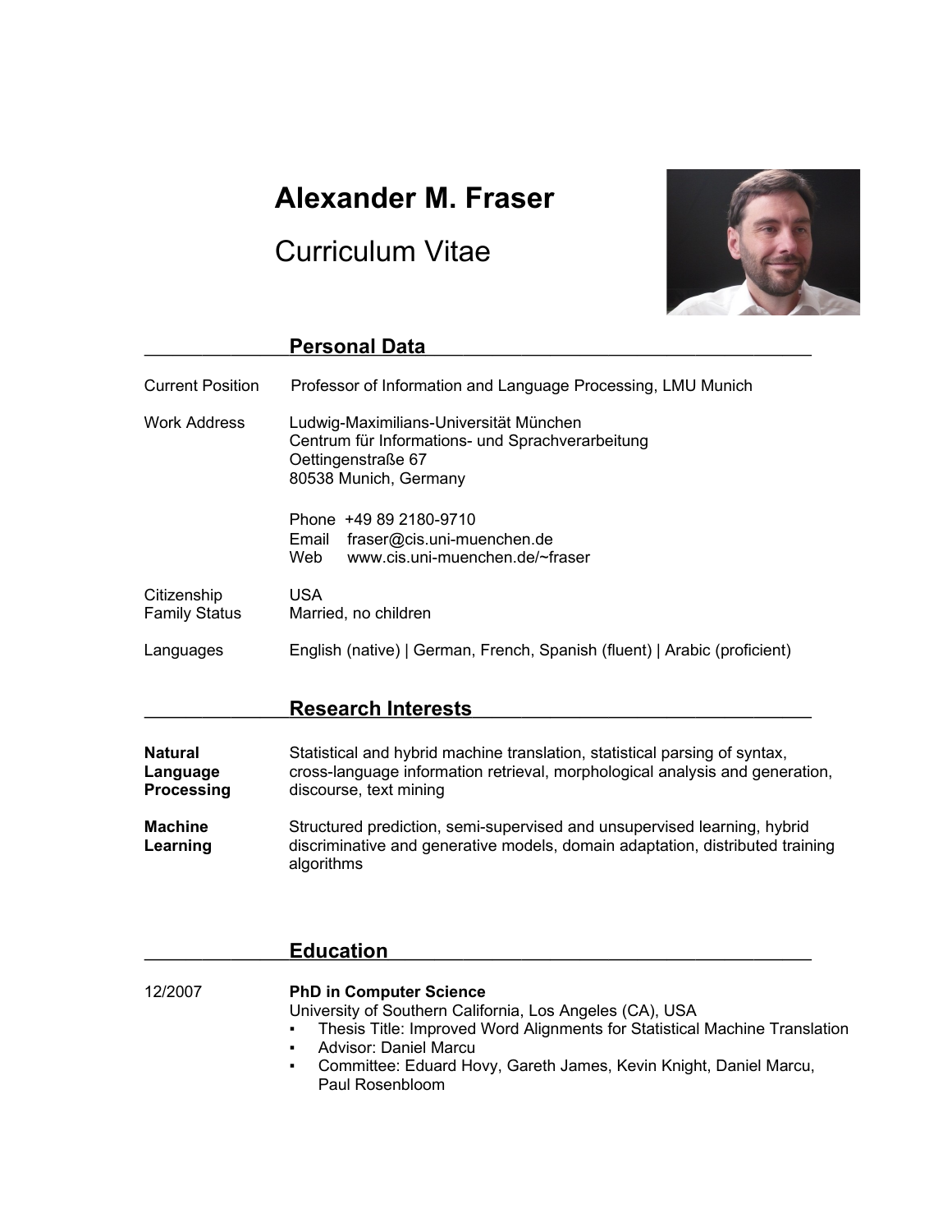# Alexander M. Fraser

Curriculum Vitae

## Personal Data

| | |
|---|---|
| Current Position | Professor of Information and Language Processing, LMU Munich |
| Work Address | Ludwig-Maximilians-Universität München<br>Centrum für Informations- und Sprachverarbeitung<br>Oettingenstraße 67<br>80538 Munich, Germany |
| | Phone +49 89 2180-9710<br>Email fraser@cis.uni-muenchen.de<br>Web www.cis.uni-muenchen.de/~fraser |
| Citizenship | USA |
| Family Status | Married, no children |
| Languages | English (native) \| German, French, Spanish (fluent) \| Arabic (proficient) |

## Research Interests

**Natural Language Processing**
Statistical and hybrid machine translation, statistical parsing of syntax, cross-language information retrieval, morphological analysis and generation, discourse, text mining

**Machine Learning**
Structured prediction, semi-supervised and unsupervised learning, hybrid discriminative and generative models, domain adaptation, distributed training algorithms

## Education

12/2007 **PhD in Computer Science**
University of Southern California, Los Angeles (CA), USA

- Thesis Title: Improved Word Alignments for Statistical Machine Translation
- Advisor: Daniel Marcu
- Committee: Eduard Hovy, Gareth James, Kevin Knight, Daniel Marcu, Paul Rosenbloom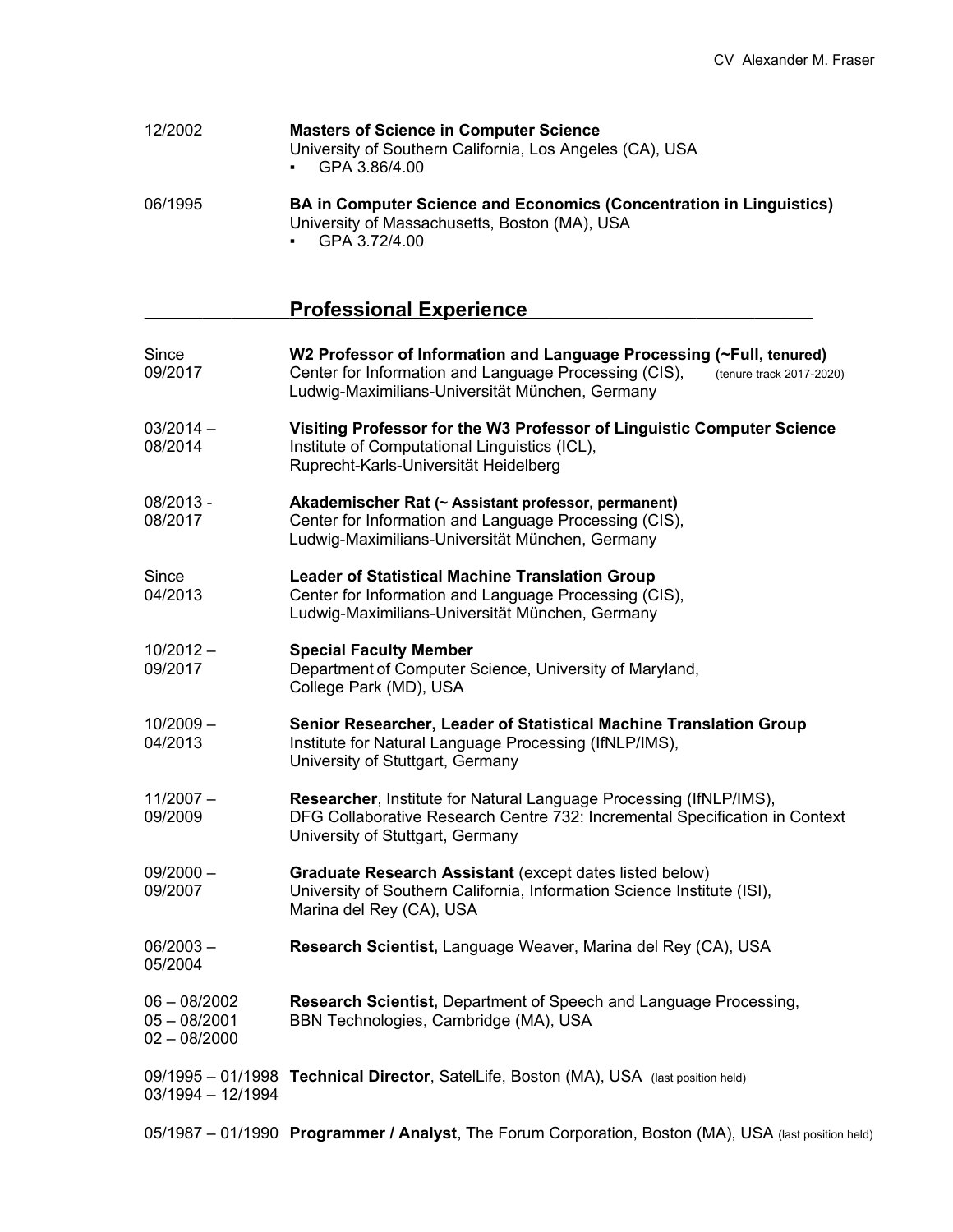12/2002 **Masters of Science in Computer Science**
University of Southern California, Los Angeles (CA), USA
- GPA 3.86/4.00

06/1995 **BA in Computer Science and Economics (Concentration in Linguistics)**
University of Massachusetts, Boston (MA), USA
- GPA 3.72/4.00

## Professional Experience

Since 09/2017 **W2 Professor of Information and Language Processing (~Full, tenured)**
Center for Information and Language Processing (CIS), (tenure track 2017-2020)
Ludwig-Maximilians-Universität München, Germany

03/2014 – 08/2014 **Visiting Professor for the W3 Professor of Linguistic Computer Science**
Institute of Computational Linguistics (ICL),
Ruprecht-Karls-Universität Heidelberg

08/2013 - 08/2017 **Akademischer Rat (~ Assistant professor, permanent)**
Center for Information and Language Processing (CIS),
Ludwig-Maximilians-Universität München, Germany

Since 04/2013 **Leader of Statistical Machine Translation Group**
Center for Information and Language Processing (CIS),
Ludwig-Maximilians-Universität München, Germany

10/2012 – 09/2017 **Special Faculty Member**
Department of Computer Science, University of Maryland,
College Park (MD), USA

10/2009 – 04/2013 **Senior Researcher, Leader of Statistical Machine Translation Group**
Institute for Natural Language Processing (IfNLP/IMS),
University of Stuttgart, Germany

11/2007 – 09/2009 **Researcher**, Institute for Natural Language Processing (IfNLP/IMS),
DFG Collaborative Research Centre 732: Incremental Specification in Context
University of Stuttgart, Germany

09/2000 – 09/2007 **Graduate Research Assistant** (except dates listed below)
University of Southern California, Information Science Institute (ISI),
Marina del Rey (CA), USA

06/2003 – 05/2004 **Research Scientist,** Language Weaver, Marina del Rey (CA), USA

06 – 08/2002, 05 – 08/2001, 02 – 08/2000 **Research Scientist,** Department of Speech and Language Processing,
BBN Technologies, Cambridge (MA), USA

09/1995 – 01/1998, 03/1994 – 12/1994 **Technical Director**, SatelLife, Boston (MA), USA (last position held)

05/1987 – 01/1990 **Programmer / Analyst**, The Forum Corporation, Boston (MA), USA (last position held)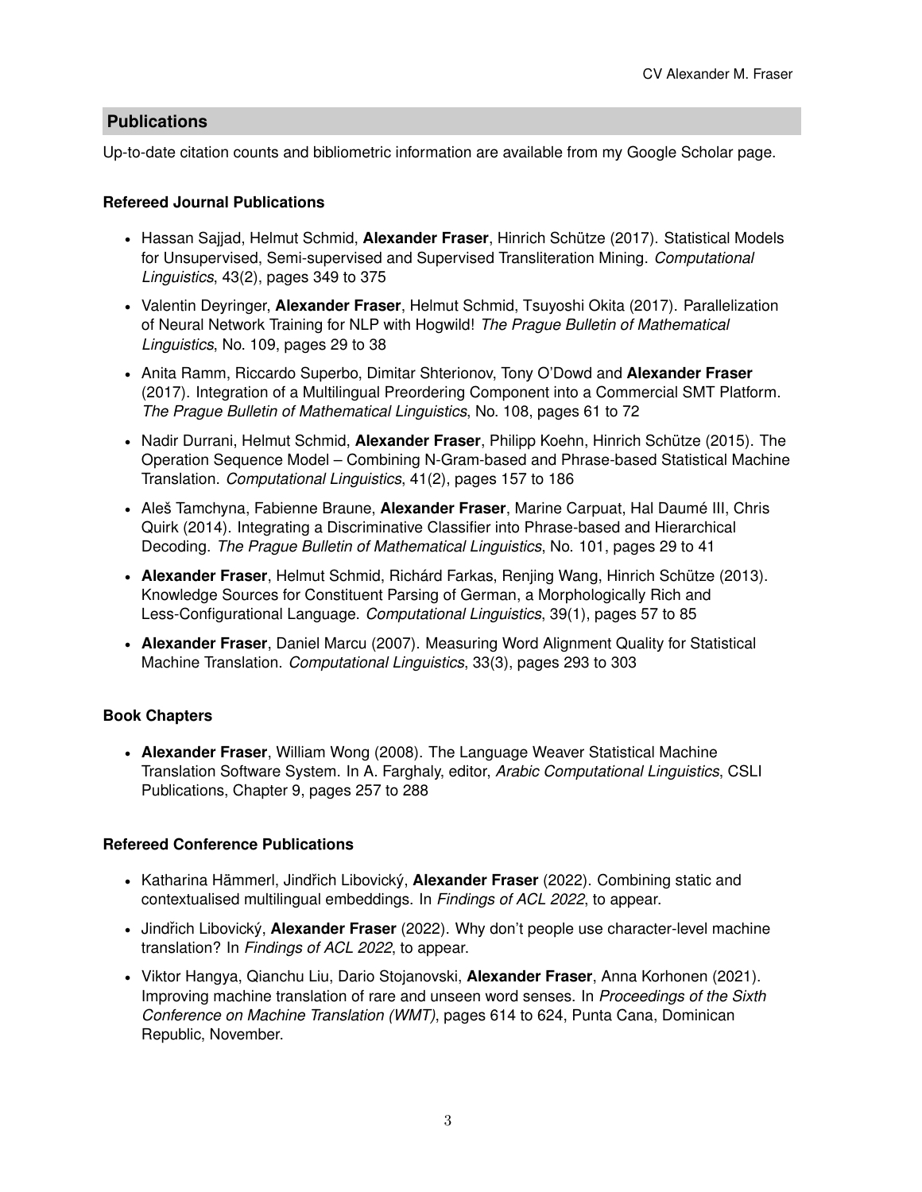## Publications

Up-to-date citation counts and bibliometric information are available from my Google Scholar page.

### Refereed Journal Publications

- Hassan Sajjad, Helmut Schmid, **Alexander Fraser**, Hinrich Schütze (2017). Statistical Models for Unsupervised, Semi-supervised and Supervised Transliteration Mining. *Computational Linguistics*, 43(2), pages 349 to 375
- Valentin Deyringer, **Alexander Fraser**, Helmut Schmid, Tsuyoshi Okita (2017). Parallelization of Neural Network Training for NLP with Hogwild! *The Prague Bulletin of Mathematical Linguistics*, No. 109, pages 29 to 38
- Anita Ramm, Riccardo Superbo, Dimitar Shterionov, Tony O'Dowd and **Alexander Fraser** (2017). Integration of a Multilingual Preordering Component into a Commercial SMT Platform. *The Prague Bulletin of Mathematical Linguistics*, No. 108, pages 61 to 72
- Nadir Durrani, Helmut Schmid, **Alexander Fraser**, Philipp Koehn, Hinrich Schütze (2015). The Operation Sequence Model – Combining N-Gram-based and Phrase-based Statistical Machine Translation. *Computational Linguistics*, 41(2), pages 157 to 186
- Aleš Tamchyna, Fabienne Braune, **Alexander Fraser**, Marine Carpuat, Hal Daumé III, Chris Quirk (2014). Integrating a Discriminative Classifier into Phrase-based and Hierarchical Decoding. *The Prague Bulletin of Mathematical Linguistics*, No. 101, pages 29 to 41
- **Alexander Fraser**, Helmut Schmid, Richárd Farkas, Renjing Wang, Hinrich Schütze (2013). Knowledge Sources for Constituent Parsing of German, a Morphologically Rich and Less-Configurational Language. *Computational Linguistics*, 39(1), pages 57 to 85
- **Alexander Fraser**, Daniel Marcu (2007). Measuring Word Alignment Quality for Statistical Machine Translation. *Computational Linguistics*, 33(3), pages 293 to 303

### Book Chapters

- **Alexander Fraser**, William Wong (2008). The Language Weaver Statistical Machine Translation Software System. In A. Farghaly, editor, *Arabic Computational Linguistics*, CSLI Publications, Chapter 9, pages 257 to 288

### Refereed Conference Publications

- Katharina Hämmerl, Jindřich Libovický, **Alexander Fraser** (2022). Combining static and contextualised multilingual embeddings. In *Findings of ACL 2022*, to appear.
- Jindřich Libovický, **Alexander Fraser** (2022). Why don't people use character-level machine translation? In *Findings of ACL 2022*, to appear.
- Viktor Hangya, Qianchu Liu, Dario Stojanovski, **Alexander Fraser**, Anna Korhonen (2021). Improving machine translation of rare and unseen word senses. In *Proceedings of the Sixth Conference on Machine Translation (WMT)*, pages 614 to 624, Punta Cana, Dominican Republic, November.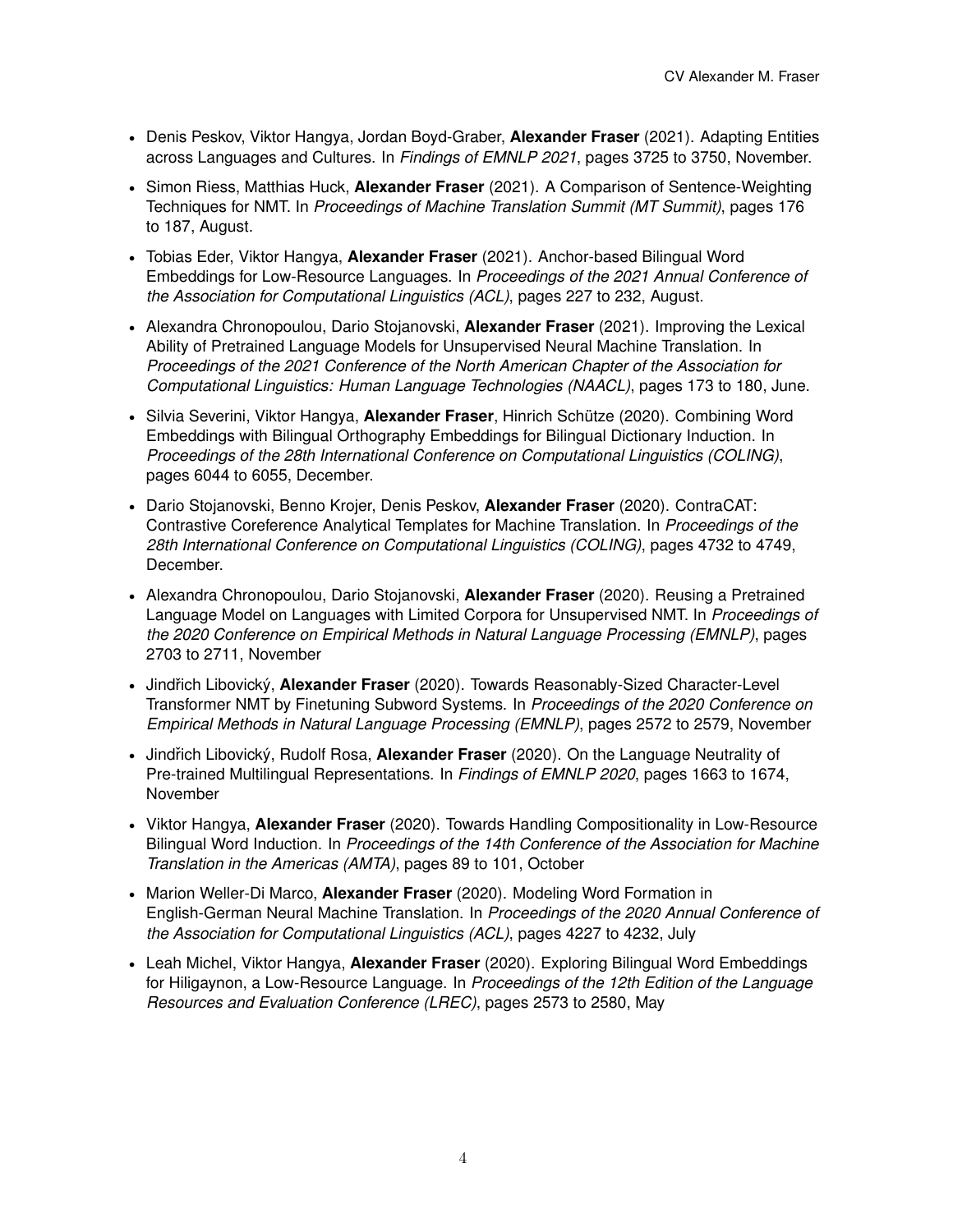- Denis Peskov, Viktor Hangya, Jordan Boyd-Graber, **Alexander Fraser** (2021). Adapting Entities across Languages and Cultures. In *Findings of EMNLP 2021*, pages 3725 to 3750, November.
- Simon Riess, Matthias Huck, **Alexander Fraser** (2021). A Comparison of Sentence-Weighting Techniques for NMT. In *Proceedings of Machine Translation Summit (MT Summit)*, pages 176 to 187, August.
- Tobias Eder, Viktor Hangya, **Alexander Fraser** (2021). Anchor-based Bilingual Word Embeddings for Low-Resource Languages. In *Proceedings of the 2021 Annual Conference of the Association for Computational Linguistics (ACL)*, pages 227 to 232, August.
- Alexandra Chronopoulou, Dario Stojanovski, **Alexander Fraser** (2021). Improving the Lexical Ability of Pretrained Language Models for Unsupervised Neural Machine Translation. In *Proceedings of the 2021 Conference of the North American Chapter of the Association for Computational Linguistics: Human Language Technologies (NAACL)*, pages 173 to 180, June.
- Silvia Severini, Viktor Hangya, **Alexander Fraser**, Hinrich Schütze (2020). Combining Word Embeddings with Bilingual Orthography Embeddings for Bilingual Dictionary Induction. In *Proceedings of the 28th International Conference on Computational Linguistics (COLING)*, pages 6044 to 6055, December.
- Dario Stojanovski, Benno Krojer, Denis Peskov, **Alexander Fraser** (2020). ContraCAT: Contrastive Coreference Analytical Templates for Machine Translation. In *Proceedings of the 28th International Conference on Computational Linguistics (COLING)*, pages 4732 to 4749, December.
- Alexandra Chronopoulou, Dario Stojanovski, **Alexander Fraser** (2020). Reusing a Pretrained Language Model on Languages with Limited Corpora for Unsupervised NMT. In *Proceedings of the 2020 Conference on Empirical Methods in Natural Language Processing (EMNLP)*, pages 2703 to 2711, November
- Jindřich Libovický, **Alexander Fraser** (2020). Towards Reasonably-Sized Character-Level Transformer NMT by Finetuning Subword Systems. In *Proceedings of the 2020 Conference on Empirical Methods in Natural Language Processing (EMNLP)*, pages 2572 to 2579, November
- Jindřich Libovický, Rudolf Rosa, **Alexander Fraser** (2020). On the Language Neutrality of Pre-trained Multilingual Representations. In *Findings of EMNLP 2020*, pages 1663 to 1674, November
- Viktor Hangya, **Alexander Fraser** (2020). Towards Handling Compositionality in Low-Resource Bilingual Word Induction. In *Proceedings of the 14th Conference of the Association for Machine Translation in the Americas (AMTA)*, pages 89 to 101, October
- Marion Weller-Di Marco, **Alexander Fraser** (2020). Modeling Word Formation in English-German Neural Machine Translation. In *Proceedings of the 2020 Annual Conference of the Association for Computational Linguistics (ACL)*, pages 4227 to 4232, July
- Leah Michel, Viktor Hangya, **Alexander Fraser** (2020). Exploring Bilingual Word Embeddings for Hiligaynon, a Low-Resource Language. In *Proceedings of the 12th Edition of the Language Resources and Evaluation Conference (LREC)*, pages 2573 to 2580, May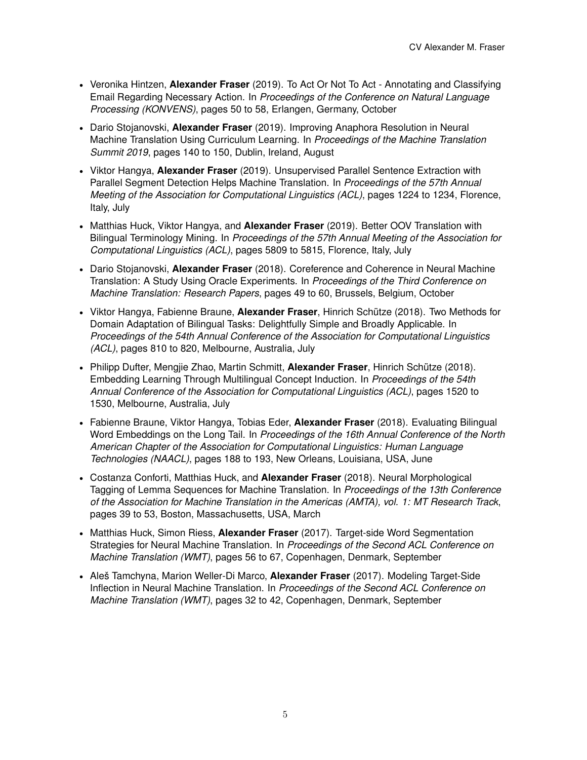- Veronika Hintzen, **Alexander Fraser** (2019). To Act Or Not To Act - Annotating and Classifying Email Regarding Necessary Action. In *Proceedings of the Conference on Natural Language Processing (KONVENS)*, pages 50 to 58, Erlangen, Germany, October
- Dario Stojanovski, **Alexander Fraser** (2019). Improving Anaphora Resolution in Neural Machine Translation Using Curriculum Learning. In *Proceedings of the Machine Translation Summit 2019*, pages 140 to 150, Dublin, Ireland, August
- Viktor Hangya, **Alexander Fraser** (2019). Unsupervised Parallel Sentence Extraction with Parallel Segment Detection Helps Machine Translation. In *Proceedings of the 57th Annual Meeting of the Association for Computational Linguistics (ACL)*, pages 1224 to 1234, Florence, Italy, July
- Matthias Huck, Viktor Hangya, and **Alexander Fraser** (2019). Better OOV Translation with Bilingual Terminology Mining. In *Proceedings of the 57th Annual Meeting of the Association for Computational Linguistics (ACL)*, pages 5809 to 5815, Florence, Italy, July
- Dario Stojanovski, **Alexander Fraser** (2018). Coreference and Coherence in Neural Machine Translation: A Study Using Oracle Experiments. In *Proceedings of the Third Conference on Machine Translation: Research Papers*, pages 49 to 60, Brussels, Belgium, October
- Viktor Hangya, Fabienne Braune, **Alexander Fraser**, Hinrich Schütze (2018). Two Methods for Domain Adaptation of Bilingual Tasks: Delightfully Simple and Broadly Applicable. In *Proceedings of the 54th Annual Conference of the Association for Computational Linguistics (ACL)*, pages 810 to 820, Melbourne, Australia, July
- Philipp Dufter, Mengjie Zhao, Martin Schmitt, **Alexander Fraser**, Hinrich Schütze (2018). Embedding Learning Through Multilingual Concept Induction. In *Proceedings of the 54th Annual Conference of the Association for Computational Linguistics (ACL)*, pages 1520 to 1530, Melbourne, Australia, July
- Fabienne Braune, Viktor Hangya, Tobias Eder, **Alexander Fraser** (2018). Evaluating Bilingual Word Embeddings on the Long Tail. In *Proceedings of the 16th Annual Conference of the North American Chapter of the Association for Computational Linguistics: Human Language Technologies (NAACL)*, pages 188 to 193, New Orleans, Louisiana, USA, June
- Costanza Conforti, Matthias Huck, and **Alexander Fraser** (2018). Neural Morphological Tagging of Lemma Sequences for Machine Translation. In *Proceedings of the 13th Conference of the Association for Machine Translation in the Americas (AMTA), vol. 1: MT Research Track*, pages 39 to 53, Boston, Massachusetts, USA, March
- Matthias Huck, Simon Riess, **Alexander Fraser** (2017). Target-side Word Segmentation Strategies for Neural Machine Translation. In *Proceedings of the Second ACL Conference on Machine Translation (WMT)*, pages 56 to 67, Copenhagen, Denmark, September
- Aleš Tamchyna, Marion Weller-Di Marco, **Alexander Fraser** (2017). Modeling Target-Side Inflection in Neural Machine Translation. In *Proceedings of the Second ACL Conference on Machine Translation (WMT)*, pages 32 to 42, Copenhagen, Denmark, September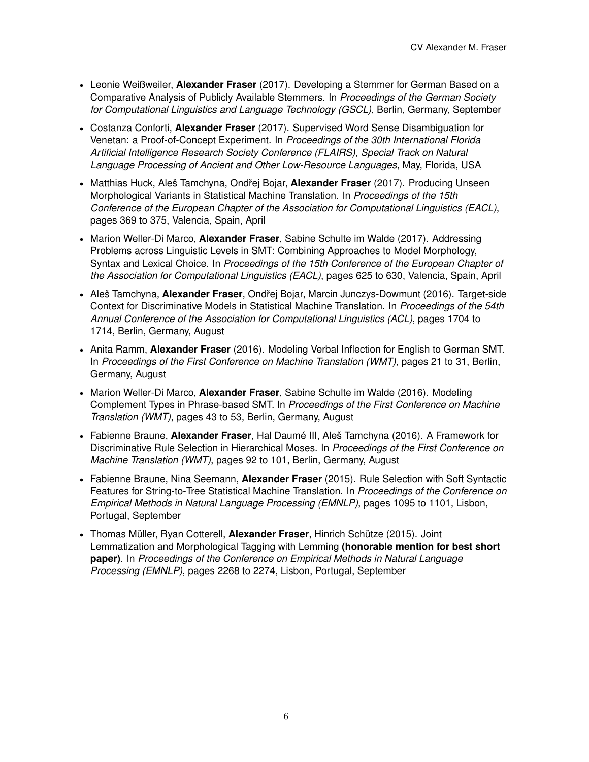- Leonie Weißweiler, **Alexander Fraser** (2017). Developing a Stemmer for German Based on a Comparative Analysis of Publicly Available Stemmers. In *Proceedings of the German Society for Computational Linguistics and Language Technology (GSCL)*, Berlin, Germany, September
- Costanza Conforti, **Alexander Fraser** (2017). Supervised Word Sense Disambiguation for Venetan: a Proof-of-Concept Experiment. In *Proceedings of the 30th International Florida Artificial Intelligence Research Society Conference (FLAIRS), Special Track on Natural Language Processing of Ancient and Other Low-Resource Languages*, May, Florida, USA
- Matthias Huck, Aleš Tamchyna, Ondřej Bojar, **Alexander Fraser** (2017). Producing Unseen Morphological Variants in Statistical Machine Translation. In *Proceedings of the 15th Conference of the European Chapter of the Association for Computational Linguistics (EACL)*, pages 369 to 375, Valencia, Spain, April
- Marion Weller-Di Marco, **Alexander Fraser**, Sabine Schulte im Walde (2017). Addressing Problems across Linguistic Levels in SMT: Combining Approaches to Model Morphology, Syntax and Lexical Choice. In *Proceedings of the 15th Conference of the European Chapter of the Association for Computational Linguistics (EACL)*, pages 625 to 630, Valencia, Spain, April
- Aleš Tamchyna, **Alexander Fraser**, Ondřej Bojar, Marcin Junczys-Dowmunt (2016). Target-side Context for Discriminative Models in Statistical Machine Translation. In *Proceedings of the 54th Annual Conference of the Association for Computational Linguistics (ACL)*, pages 1704 to 1714, Berlin, Germany, August
- Anita Ramm, **Alexander Fraser** (2016). Modeling Verbal Inflection for English to German SMT. In *Proceedings of the First Conference on Machine Translation (WMT)*, pages 21 to 31, Berlin, Germany, August
- Marion Weller-Di Marco, **Alexander Fraser**, Sabine Schulte im Walde (2016). Modeling Complement Types in Phrase-based SMT. In *Proceedings of the First Conference on Machine Translation (WMT)*, pages 43 to 53, Berlin, Germany, August
- Fabienne Braune, **Alexander Fraser**, Hal Daumé III, Aleš Tamchyna (2016). A Framework for Discriminative Rule Selection in Hierarchical Moses. In *Proceedings of the First Conference on Machine Translation (WMT)*, pages 92 to 101, Berlin, Germany, August
- Fabienne Braune, Nina Seemann, **Alexander Fraser** (2015). Rule Selection with Soft Syntactic Features for String-to-Tree Statistical Machine Translation. In *Proceedings of the Conference on Empirical Methods in Natural Language Processing (EMNLP)*, pages 1095 to 1101, Lisbon, Portugal, September
- Thomas Müller, Ryan Cotterell, **Alexander Fraser**, Hinrich Schütze (2015). Joint Lemmatization and Morphological Tagging with Lemming **(honorable mention for best short paper)**. In *Proceedings of the Conference on Empirical Methods in Natural Language Processing (EMNLP)*, pages 2268 to 2274, Lisbon, Portugal, September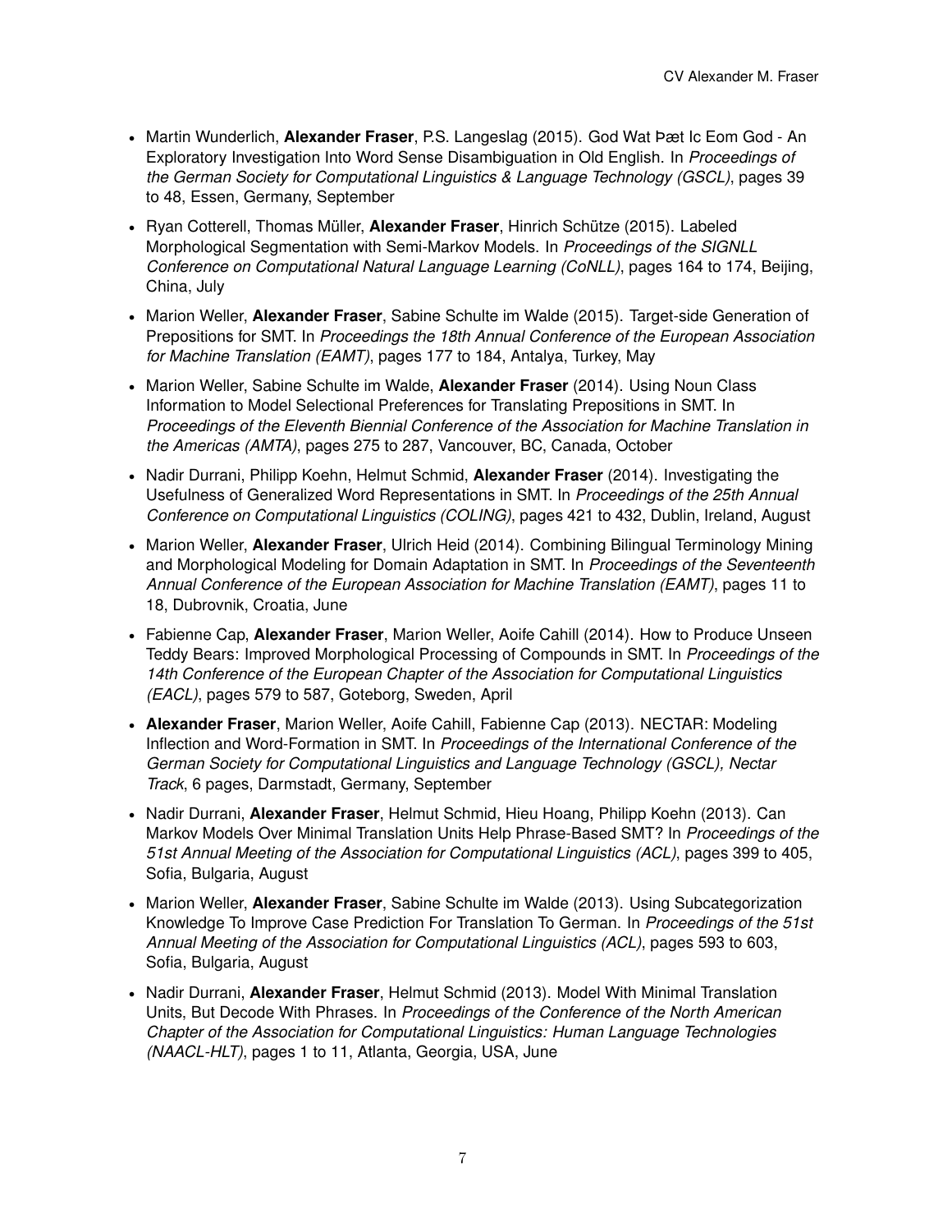- Martin Wunderlich, **Alexander Fraser**, P.S. Langeslag (2015). God Wat Þæt Ic Eom God - An Exploratory Investigation Into Word Sense Disambiguation in Old English. In *Proceedings of the German Society for Computational Linguistics & Language Technology (GSCL)*, pages 39 to 48, Essen, Germany, September

- Ryan Cotterell, Thomas Müller, **Alexander Fraser**, Hinrich Schütze (2015). Labeled Morphological Segmentation with Semi-Markov Models. In *Proceedings of the SIGNLL Conference on Computational Natural Language Learning (CoNLL)*, pages 164 to 174, Beijing, China, July

- Marion Weller, **Alexander Fraser**, Sabine Schulte im Walde (2015). Target-side Generation of Prepositions for SMT. In *Proceedings the 18th Annual Conference of the European Association for Machine Translation (EAMT)*, pages 177 to 184, Antalya, Turkey, May

- Marion Weller, Sabine Schulte im Walde, **Alexander Fraser** (2014). Using Noun Class Information to Model Selectional Preferences for Translating Prepositions in SMT. In *Proceedings of the Eleventh Biennial Conference of the Association for Machine Translation in the Americas (AMTA)*, pages 275 to 287, Vancouver, BC, Canada, October

- Nadir Durrani, Philipp Koehn, Helmut Schmid, **Alexander Fraser** (2014). Investigating the Usefulness of Generalized Word Representations in SMT. In *Proceedings of the 25th Annual Conference on Computational Linguistics (COLING)*, pages 421 to 432, Dublin, Ireland, August

- Marion Weller, **Alexander Fraser**, Ulrich Heid (2014). Combining Bilingual Terminology Mining and Morphological Modeling for Domain Adaptation in SMT. In *Proceedings of the Seventeenth Annual Conference of the European Association for Machine Translation (EAMT)*, pages 11 to 18, Dubrovnik, Croatia, June

- Fabienne Cap, **Alexander Fraser**, Marion Weller, Aoife Cahill (2014). How to Produce Unseen Teddy Bears: Improved Morphological Processing of Compounds in SMT. In *Proceedings of the 14th Conference of the European Chapter of the Association for Computational Linguistics (EACL)*, pages 579 to 587, Goteborg, Sweden, April

- **Alexander Fraser**, Marion Weller, Aoife Cahill, Fabienne Cap (2013). NECTAR: Modeling Inflection and Word-Formation in SMT. In *Proceedings of the International Conference of the German Society for Computational Linguistics and Language Technology (GSCL), Nectar Track*, 6 pages, Darmstadt, Germany, September

- Nadir Durrani, **Alexander Fraser**, Helmut Schmid, Hieu Hoang, Philipp Koehn (2013). Can Markov Models Over Minimal Translation Units Help Phrase-Based SMT? In *Proceedings of the 51st Annual Meeting of the Association for Computational Linguistics (ACL)*, pages 399 to 405, Sofia, Bulgaria, August

- Marion Weller, **Alexander Fraser**, Sabine Schulte im Walde (2013). Using Subcategorization Knowledge To Improve Case Prediction For Translation To German. In *Proceedings of the 51st Annual Meeting of the Association for Computational Linguistics (ACL)*, pages 593 to 603, Sofia, Bulgaria, August

- Nadir Durrani, **Alexander Fraser**, Helmut Schmid (2013). Model With Minimal Translation Units, But Decode With Phrases. In *Proceedings of the Conference of the North American Chapter of the Association for Computational Linguistics: Human Language Technologies (NAACL-HLT)*, pages 1 to 11, Atlanta, Georgia, USA, June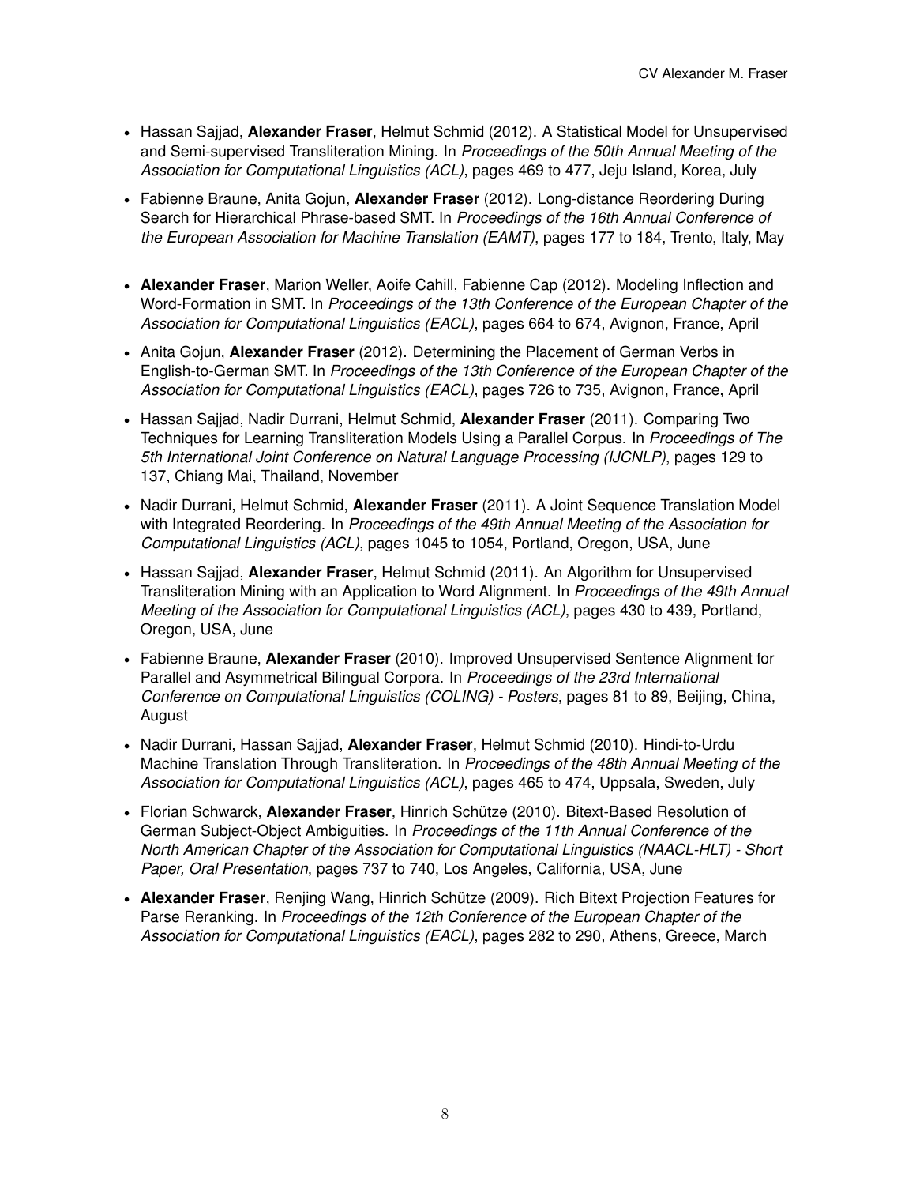- Hassan Sajjad, **Alexander Fraser**, Helmut Schmid (2012). A Statistical Model for Unsupervised and Semi-supervised Transliteration Mining. In *Proceedings of the 50th Annual Meeting of the Association for Computational Linguistics (ACL)*, pages 469 to 477, Jeju Island, Korea, July

- Fabienne Braune, Anita Gojun, **Alexander Fraser** (2012). Long-distance Reordering During Search for Hierarchical Phrase-based SMT. In *Proceedings of the 16th Annual Conference of the European Association for Machine Translation (EAMT)*, pages 177 to 184, Trento, Italy, May

- **Alexander Fraser**, Marion Weller, Aoife Cahill, Fabienne Cap (2012). Modeling Inflection and Word-Formation in SMT. In *Proceedings of the 13th Conference of the European Chapter of the Association for Computational Linguistics (EACL)*, pages 664 to 674, Avignon, France, April

- Anita Gojun, **Alexander Fraser** (2012). Determining the Placement of German Verbs in English-to-German SMT. In *Proceedings of the 13th Conference of the European Chapter of the Association for Computational Linguistics (EACL)*, pages 726 to 735, Avignon, France, April

- Hassan Sajjad, Nadir Durrani, Helmut Schmid, **Alexander Fraser** (2011). Comparing Two Techniques for Learning Transliteration Models Using a Parallel Corpus. In *Proceedings of The 5th International Joint Conference on Natural Language Processing (IJCNLP)*, pages 129 to 137, Chiang Mai, Thailand, November

- Nadir Durrani, Helmut Schmid, **Alexander Fraser** (2011). A Joint Sequence Translation Model with Integrated Reordering. In *Proceedings of the 49th Annual Meeting of the Association for Computational Linguistics (ACL)*, pages 1045 to 1054, Portland, Oregon, USA, June

- Hassan Sajjad, **Alexander Fraser**, Helmut Schmid (2011). An Algorithm for Unsupervised Transliteration Mining with an Application to Word Alignment. In *Proceedings of the 49th Annual Meeting of the Association for Computational Linguistics (ACL)*, pages 430 to 439, Portland, Oregon, USA, June

- Fabienne Braune, **Alexander Fraser** (2010). Improved Unsupervised Sentence Alignment for Parallel and Asymmetrical Bilingual Corpora. In *Proceedings of the 23rd International Conference on Computational Linguistics (COLING) - Posters*, pages 81 to 89, Beijing, China, August

- Nadir Durrani, Hassan Sajjad, **Alexander Fraser**, Helmut Schmid (2010). Hindi-to-Urdu Machine Translation Through Transliteration. In *Proceedings of the 48th Annual Meeting of the Association for Computational Linguistics (ACL)*, pages 465 to 474, Uppsala, Sweden, July

- Florian Schwarck, **Alexander Fraser**, Hinrich Schütze (2010). Bitext-Based Resolution of German Subject-Object Ambiguities. In *Proceedings of the 11th Annual Conference of the North American Chapter of the Association for Computational Linguistics (NAACL-HLT) - Short Paper, Oral Presentation*, pages 737 to 740, Los Angeles, California, USA, June

- **Alexander Fraser**, Renjing Wang, Hinrich Schütze (2009). Rich Bitext Projection Features for Parse Reranking. In *Proceedings of the 12th Conference of the European Chapter of the Association for Computational Linguistics (EACL)*, pages 282 to 290, Athens, Greece, March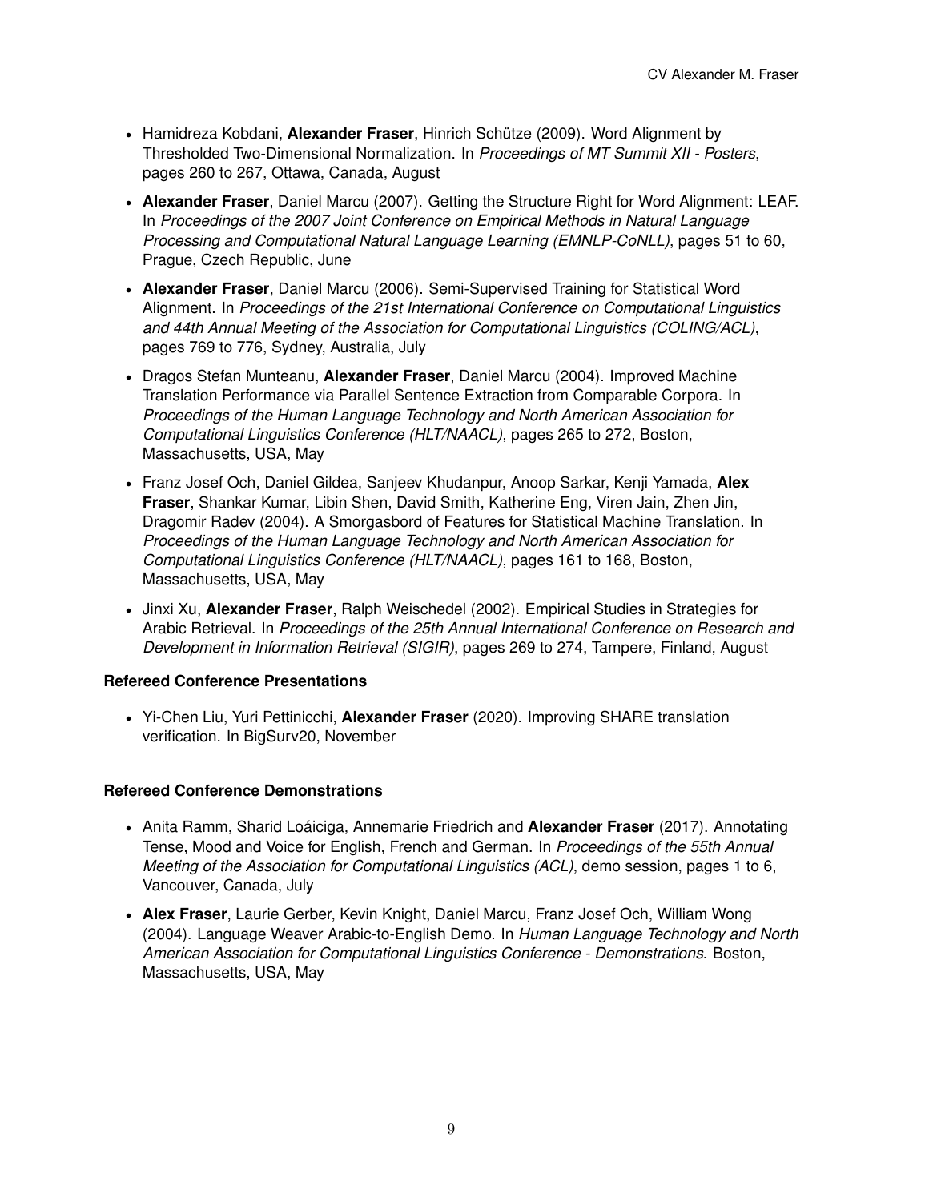- Hamidreza Kobdani, **Alexander Fraser**, Hinrich Schütze (2009). Word Alignment by Thresholded Two-Dimensional Normalization. In *Proceedings of MT Summit XII - Posters*, pages 260 to 267, Ottawa, Canada, August
- **Alexander Fraser**, Daniel Marcu (2007). Getting the Structure Right for Word Alignment: LEAF. In *Proceedings of the 2007 Joint Conference on Empirical Methods in Natural Language Processing and Computational Natural Language Learning (EMNLP-CoNLL)*, pages 51 to 60, Prague, Czech Republic, June
- **Alexander Fraser**, Daniel Marcu (2006). Semi-Supervised Training for Statistical Word Alignment. In *Proceedings of the 21st International Conference on Computational Linguistics and 44th Annual Meeting of the Association for Computational Linguistics (COLING/ACL)*, pages 769 to 776, Sydney, Australia, July
- Dragos Stefan Munteanu, **Alexander Fraser**, Daniel Marcu (2004). Improved Machine Translation Performance via Parallel Sentence Extraction from Comparable Corpora. In *Proceedings of the Human Language Technology and North American Association for Computational Linguistics Conference (HLT/NAACL)*, pages 265 to 272, Boston, Massachusetts, USA, May
- Franz Josef Och, Daniel Gildea, Sanjeev Khudanpur, Anoop Sarkar, Kenji Yamada, **Alex Fraser**, Shankar Kumar, Libin Shen, David Smith, Katherine Eng, Viren Jain, Zhen Jin, Dragomir Radev (2004). A Smorgasbord of Features for Statistical Machine Translation. In *Proceedings of the Human Language Technology and North American Association for Computational Linguistics Conference (HLT/NAACL)*, pages 161 to 168, Boston, Massachusetts, USA, May
- Jinxi Xu, **Alexander Fraser**, Ralph Weischedel (2002). Empirical Studies in Strategies for Arabic Retrieval. In *Proceedings of the 25th Annual International Conference on Research and Development in Information Retrieval (SIGIR)*, pages 269 to 274, Tampere, Finland, August

**Refereed Conference Presentations**

- Yi-Chen Liu, Yuri Pettinicchi, **Alexander Fraser** (2020). Improving SHARE translation verification. In BigSurv20, November

**Refereed Conference Demonstrations**

- Anita Ramm, Sharid Loáiciga, Annemarie Friedrich and **Alexander Fraser** (2017). Annotating Tense, Mood and Voice for English, French and German. In *Proceedings of the 55th Annual Meeting of the Association for Computational Linguistics (ACL)*, demo session, pages 1 to 6, Vancouver, Canada, July
- **Alex Fraser**, Laurie Gerber, Kevin Knight, Daniel Marcu, Franz Josef Och, William Wong (2004). Language Weaver Arabic-to-English Demo. In *Human Language Technology and North American Association for Computational Linguistics Conference - Demonstrations*. Boston, Massachusetts, USA, May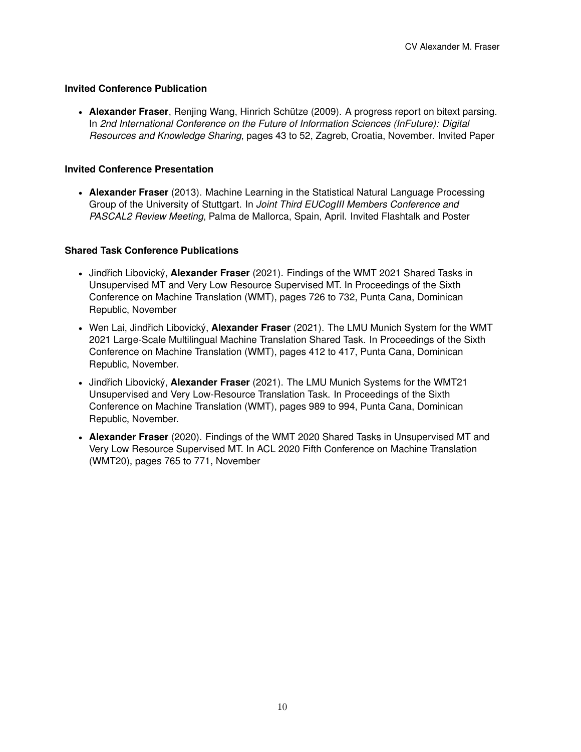### Invited Conference Publication

- **Alexander Fraser**, Renjing Wang, Hinrich Schütze (2009). A progress report on bitext parsing. In *2nd International Conference on the Future of Information Sciences (InFuture): Digital Resources and Knowledge Sharing*, pages 43 to 52, Zagreb, Croatia, November. Invited Paper

### Invited Conference Presentation

- **Alexander Fraser** (2013). Machine Learning in the Statistical Natural Language Processing Group of the University of Stuttgart. In *Joint Third EUCogIII Members Conference and PASCAL2 Review Meeting*, Palma de Mallorca, Spain, April. Invited Flashtalk and Poster

### Shared Task Conference Publications

- Jindřich Libovický, **Alexander Fraser** (2021). Findings of the WMT 2021 Shared Tasks in Unsupervised MT and Very Low Resource Supervised MT. In Proceedings of the Sixth Conference on Machine Translation (WMT), pages 726 to 732, Punta Cana, Dominican Republic, November
- Wen Lai, Jindřich Libovický, **Alexander Fraser** (2021). The LMU Munich System for the WMT 2021 Large-Scale Multilingual Machine Translation Shared Task. In Proceedings of the Sixth Conference on Machine Translation (WMT), pages 412 to 417, Punta Cana, Dominican Republic, November.
- Jindřich Libovický, **Alexander Fraser** (2021). The LMU Munich Systems for the WMT21 Unsupervised and Very Low-Resource Translation Task. In Proceedings of the Sixth Conference on Machine Translation (WMT), pages 989 to 994, Punta Cana, Dominican Republic, November.
- **Alexander Fraser** (2020). Findings of the WMT 2020 Shared Tasks in Unsupervised MT and Very Low Resource Supervised MT. In ACL 2020 Fifth Conference on Machine Translation (WMT20), pages 765 to 771, November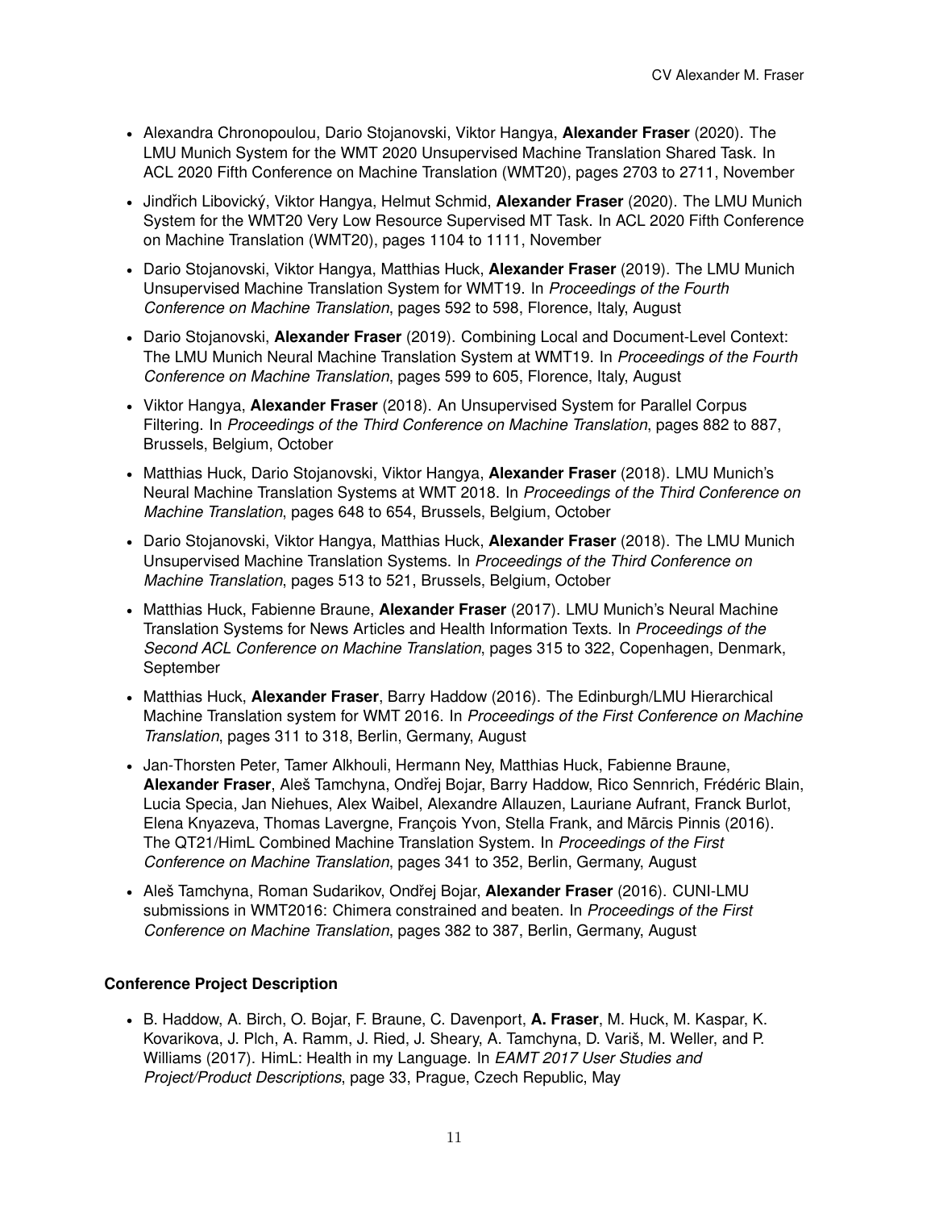- Alexandra Chronopoulou, Dario Stojanovski, Viktor Hangya, **Alexander Fraser** (2020). The LMU Munich System for the WMT 2020 Unsupervised Machine Translation Shared Task. In ACL 2020 Fifth Conference on Machine Translation (WMT20), pages 2703 to 2711, November
- Jindřich Libovický, Viktor Hangya, Helmut Schmid, **Alexander Fraser** (2020). The LMU Munich System for the WMT20 Very Low Resource Supervised MT Task. In ACL 2020 Fifth Conference on Machine Translation (WMT20), pages 1104 to 1111, November
- Dario Stojanovski, Viktor Hangya, Matthias Huck, **Alexander Fraser** (2019). The LMU Munich Unsupervised Machine Translation System for WMT19. In *Proceedings of the Fourth Conference on Machine Translation*, pages 592 to 598, Florence, Italy, August
- Dario Stojanovski, **Alexander Fraser** (2019). Combining Local and Document-Level Context: The LMU Munich Neural Machine Translation System at WMT19. In *Proceedings of the Fourth Conference on Machine Translation*, pages 599 to 605, Florence, Italy, August
- Viktor Hangya, **Alexander Fraser** (2018). An Unsupervised System for Parallel Corpus Filtering. In *Proceedings of the Third Conference on Machine Translation*, pages 882 to 887, Brussels, Belgium, October
- Matthias Huck, Dario Stojanovski, Viktor Hangya, **Alexander Fraser** (2018). LMU Munich's Neural Machine Translation Systems at WMT 2018. In *Proceedings of the Third Conference on Machine Translation*, pages 648 to 654, Brussels, Belgium, October
- Dario Stojanovski, Viktor Hangya, Matthias Huck, **Alexander Fraser** (2018). The LMU Munich Unsupervised Machine Translation Systems. In *Proceedings of the Third Conference on Machine Translation*, pages 513 to 521, Brussels, Belgium, October
- Matthias Huck, Fabienne Braune, **Alexander Fraser** (2017). LMU Munich's Neural Machine Translation Systems for News Articles and Health Information Texts. In *Proceedings of the Second ACL Conference on Machine Translation*, pages 315 to 322, Copenhagen, Denmark, September
- Matthias Huck, **Alexander Fraser**, Barry Haddow (2016). The Edinburgh/LMU Hierarchical Machine Translation system for WMT 2016. In *Proceedings of the First Conference on Machine Translation*, pages 311 to 318, Berlin, Germany, August
- Jan-Thorsten Peter, Tamer Alkhouli, Hermann Ney, Matthias Huck, Fabienne Braune, **Alexander Fraser**, Aleš Tamchyna, Ondřej Bojar, Barry Haddow, Rico Sennrich, Frédéric Blain, Lucia Specia, Jan Niehues, Alex Waibel, Alexandre Allauzen, Lauriane Aufrant, Franck Burlot, Elena Knyazeva, Thomas Lavergne, François Yvon, Stella Frank, and Mārcis Pinnis (2016). The QT21/HimL Combined Machine Translation System. In *Proceedings of the First Conference on Machine Translation*, pages 341 to 352, Berlin, Germany, August
- Aleš Tamchyna, Roman Sudarikov, Ondřej Bojar, **Alexander Fraser** (2016). CUNI-LMU submissions in WMT2016: Chimera constrained and beaten. In *Proceedings of the First Conference on Machine Translation*, pages 382 to 387, Berlin, Germany, August

**Conference Project Description**

- B. Haddow, A. Birch, O. Bojar, F. Braune, C. Davenport, **A. Fraser**, M. Huck, M. Kaspar, K. Kovarikova, J. Plch, A. Ramm, J. Ried, J. Sheary, A. Tamchyna, D. Variš, M. Weller, and P. Williams (2017). HimL: Health in my Language. In *EAMT 2017 User Studies and Project/Product Descriptions*, page 33, Prague, Czech Republic, May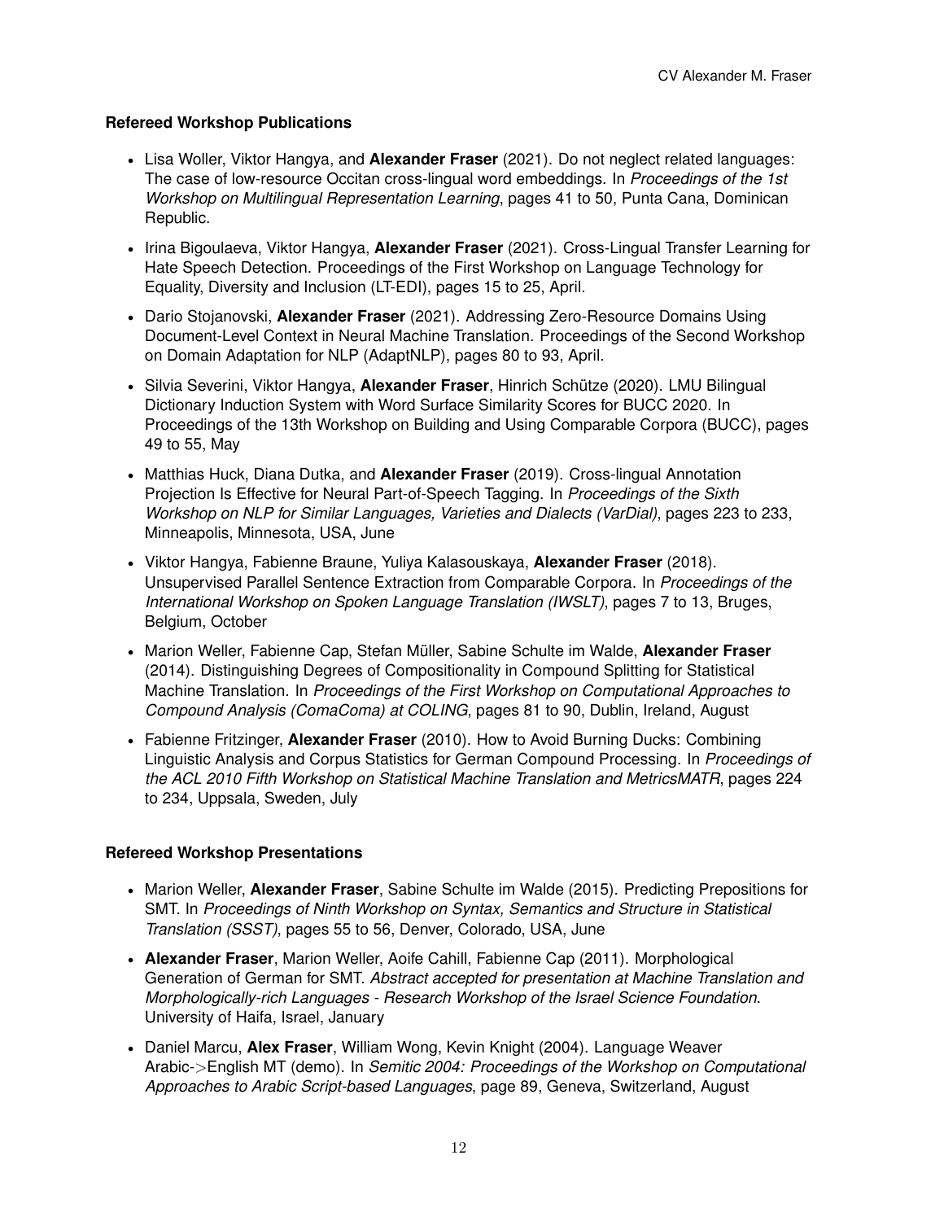### Refereed Workshop Publications

- Lisa Woller, Viktor Hangya, and **Alexander Fraser** (2021). Do not neglect related languages: The case of low-resource Occitan cross-lingual word embeddings. In *Proceedings of the 1st Workshop on Multilingual Representation Learning*, pages 41 to 50, Punta Cana, Dominican Republic.
- Irina Bigoulaeva, Viktor Hangya, **Alexander Fraser** (2021). Cross-Lingual Transfer Learning for Hate Speech Detection. Proceedings of the First Workshop on Language Technology for Equality, Diversity and Inclusion (LT-EDI), pages 15 to 25, April.
- Dario Stojanovski, **Alexander Fraser** (2021). Addressing Zero-Resource Domains Using Document-Level Context in Neural Machine Translation. Proceedings of the Second Workshop on Domain Adaptation for NLP (AdaptNLP), pages 80 to 93, April.
- Silvia Severini, Viktor Hangya, **Alexander Fraser**, Hinrich Schütze (2020). LMU Bilingual Dictionary Induction System with Word Surface Similarity Scores for BUCC 2020. In Proceedings of the 13th Workshop on Building and Using Comparable Corpora (BUCC), pages 49 to 55, May
- Matthias Huck, Diana Dutka, and **Alexander Fraser** (2019). Cross-lingual Annotation Projection Is Effective for Neural Part-of-Speech Tagging. In *Proceedings of the Sixth Workshop on NLP for Similar Languages, Varieties and Dialects (VarDial)*, pages 223 to 233, Minneapolis, Minnesota, USA, June
- Viktor Hangya, Fabienne Braune, Yuliya Kalasouskaya, **Alexander Fraser** (2018). Unsupervised Parallel Sentence Extraction from Comparable Corpora. In *Proceedings of the International Workshop on Spoken Language Translation (IWSLT)*, pages 7 to 13, Bruges, Belgium, October
- Marion Weller, Fabienne Cap, Stefan Müller, Sabine Schulte im Walde, **Alexander Fraser** (2014). Distinguishing Degrees of Compositionality in Compound Splitting for Statistical Machine Translation. In *Proceedings of the First Workshop on Computational Approaches to Compound Analysis (ComaComa) at COLING*, pages 81 to 90, Dublin, Ireland, August
- Fabienne Fritzinger, **Alexander Fraser** (2010). How to Avoid Burning Ducks: Combining Linguistic Analysis and Corpus Statistics for German Compound Processing. In *Proceedings of the ACL 2010 Fifth Workshop on Statistical Machine Translation and MetricsMATR*, pages 224 to 234, Uppsala, Sweden, July

### Refereed Workshop Presentations

- Marion Weller, **Alexander Fraser**, Sabine Schulte im Walde (2015). Predicting Prepositions for SMT. In *Proceedings of Ninth Workshop on Syntax, Semantics and Structure in Statistical Translation (SSST)*, pages 55 to 56, Denver, Colorado, USA, June
- **Alexander Fraser**, Marion Weller, Aoife Cahill, Fabienne Cap (2011). Morphological Generation of German for SMT. *Abstract accepted for presentation at Machine Translation and Morphologically-rich Languages - Research Workshop of the Israel Science Foundation.* University of Haifa, Israel, January
- Daniel Marcu, **Alex Fraser**, William Wong, Kevin Knight (2004). Language Weaver Arabic->English MT (demo). In *Semitic 2004: Proceedings of the Workshop on Computational Approaches to Arabic Script-based Languages*, page 89, Geneva, Switzerland, August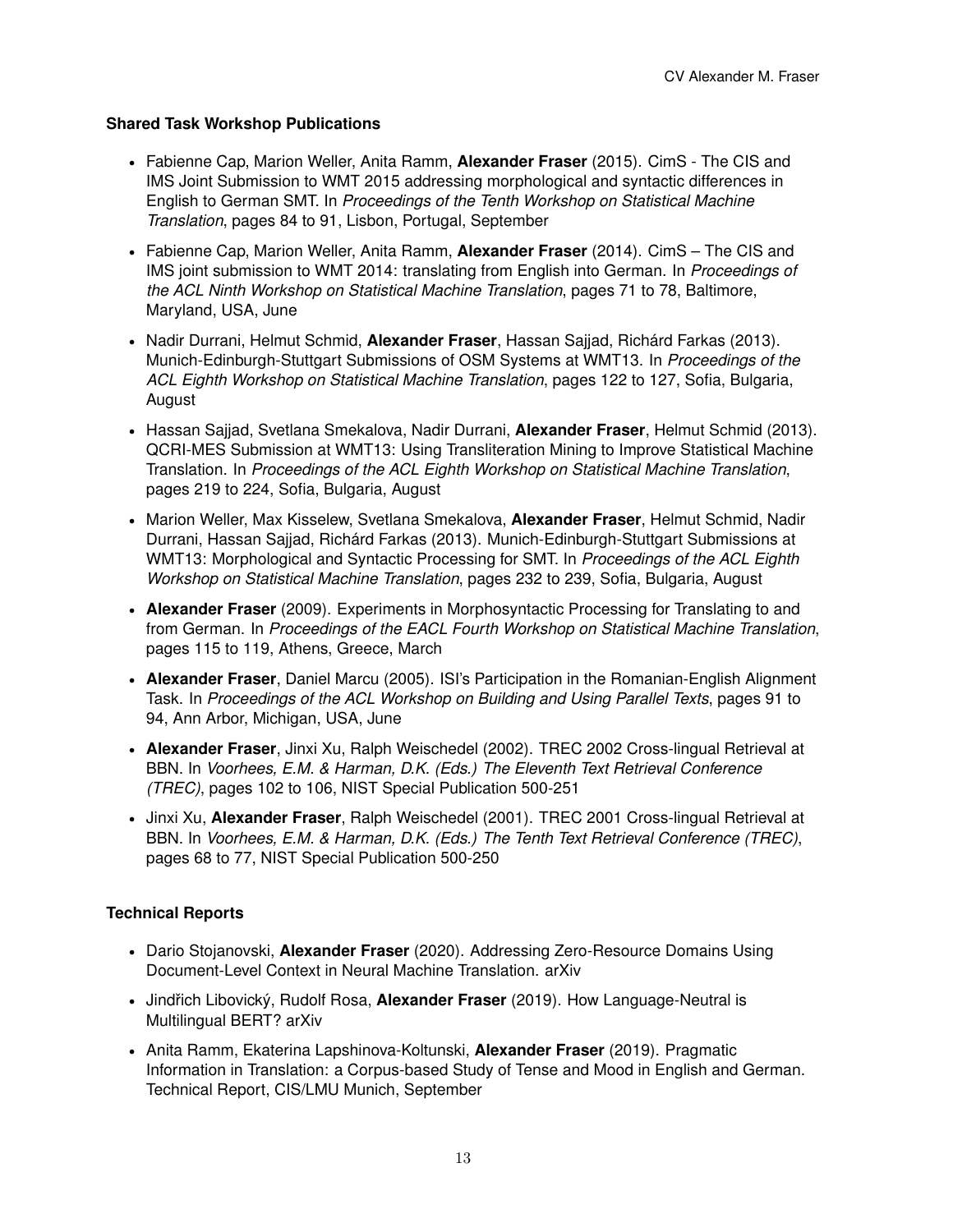### Shared Task Workshop Publications

- Fabienne Cap, Marion Weller, Anita Ramm, **Alexander Fraser** (2015). CimS - The CIS and IMS Joint Submission to WMT 2015 addressing morphological and syntactic differences in English to German SMT. In *Proceedings of the Tenth Workshop on Statistical Machine Translation*, pages 84 to 91, Lisbon, Portugal, September
- Fabienne Cap, Marion Weller, Anita Ramm, **Alexander Fraser** (2014). CimS – The CIS and IMS joint submission to WMT 2014: translating from English into German. In *Proceedings of the ACL Ninth Workshop on Statistical Machine Translation*, pages 71 to 78, Baltimore, Maryland, USA, June
- Nadir Durrani, Helmut Schmid, **Alexander Fraser**, Hassan Sajjad, Richárd Farkas (2013). Munich-Edinburgh-Stuttgart Submissions of OSM Systems at WMT13. In *Proceedings of the ACL Eighth Workshop on Statistical Machine Translation*, pages 122 to 127, Sofia, Bulgaria, August
- Hassan Sajjad, Svetlana Smekalova, Nadir Durrani, **Alexander Fraser**, Helmut Schmid (2013). QCRI-MES Submission at WMT13: Using Transliteration Mining to Improve Statistical Machine Translation. In *Proceedings of the ACL Eighth Workshop on Statistical Machine Translation*, pages 219 to 224, Sofia, Bulgaria, August
- Marion Weller, Max Kisselew, Svetlana Smekalova, **Alexander Fraser**, Helmut Schmid, Nadir Durrani, Hassan Sajjad, Richárd Farkas (2013). Munich-Edinburgh-Stuttgart Submissions at WMT13: Morphological and Syntactic Processing for SMT. In *Proceedings of the ACL Eighth Workshop on Statistical Machine Translation*, pages 232 to 239, Sofia, Bulgaria, August
- **Alexander Fraser** (2009). Experiments in Morphosyntactic Processing for Translating to and from German. In *Proceedings of the EACL Fourth Workshop on Statistical Machine Translation*, pages 115 to 119, Athens, Greece, March
- **Alexander Fraser**, Daniel Marcu (2005). ISI's Participation in the Romanian-English Alignment Task. In *Proceedings of the ACL Workshop on Building and Using Parallel Texts*, pages 91 to 94, Ann Arbor, Michigan, USA, June
- **Alexander Fraser**, Jinxi Xu, Ralph Weischedel (2002). TREC 2002 Cross-lingual Retrieval at BBN. In *Voorhees, E.M. & Harman, D.K. (Eds.) The Eleventh Text Retrieval Conference (TREC)*, pages 102 to 106, NIST Special Publication 500-251
- Jinxi Xu, **Alexander Fraser**, Ralph Weischedel (2001). TREC 2001 Cross-lingual Retrieval at BBN. In *Voorhees, E.M. & Harman, D.K. (Eds.) The Tenth Text Retrieval Conference (TREC)*, pages 68 to 77, NIST Special Publication 500-250

### Technical Reports

- Dario Stojanovski, **Alexander Fraser** (2020). Addressing Zero-Resource Domains Using Document-Level Context in Neural Machine Translation. arXiv
- Jindřich Libovický, Rudolf Rosa, **Alexander Fraser** (2019). How Language-Neutral is Multilingual BERT? arXiv
- Anita Ramm, Ekaterina Lapshinova-Koltunski, **Alexander Fraser** (2019). Pragmatic Information in Translation: a Corpus-based Study of Tense and Mood in English and German. Technical Report, CIS/LMU Munich, September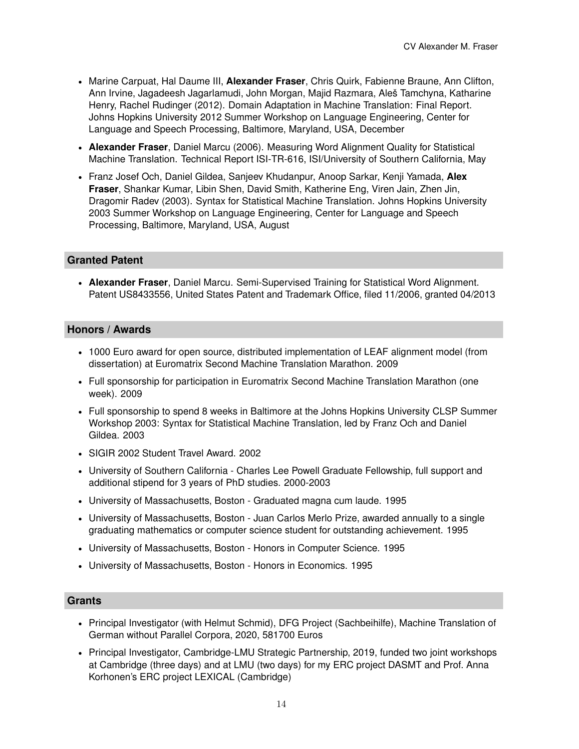- Marine Carpuat, Hal Daume III, **Alexander Fraser**, Chris Quirk, Fabienne Braune, Ann Clifton, Ann Irvine, Jagadeesh Jagarlamudi, John Morgan, Majid Razmara, Aleš Tamchyna, Katharine Henry, Rachel Rudinger (2012). Domain Adaptation in Machine Translation: Final Report. Johns Hopkins University 2012 Summer Workshop on Language Engineering, Center for Language and Speech Processing, Baltimore, Maryland, USA, December
- **Alexander Fraser**, Daniel Marcu (2006). Measuring Word Alignment Quality for Statistical Machine Translation. Technical Report ISI-TR-616, ISI/University of Southern California, May
- Franz Josef Och, Daniel Gildea, Sanjeev Khudanpur, Anoop Sarkar, Kenji Yamada, **Alex Fraser**, Shankar Kumar, Libin Shen, David Smith, Katherine Eng, Viren Jain, Zhen Jin, Dragomir Radev (2003). Syntax for Statistical Machine Translation. Johns Hopkins University 2003 Summer Workshop on Language Engineering, Center for Language and Speech Processing, Baltimore, Maryland, USA, August

## Granted Patent

- **Alexander Fraser**, Daniel Marcu. Semi-Supervised Training for Statistical Word Alignment. Patent US8433556, United States Patent and Trademark Office, filed 11/2006, granted 04/2013

## Honors / Awards

- 1000 Euro award for open source, distributed implementation of LEAF alignment model (from dissertation) at Euromatrix Second Machine Translation Marathon. 2009
- Full sponsorship for participation in Euromatrix Second Machine Translation Marathon (one week). 2009
- Full sponsorship to spend 8 weeks in Baltimore at the Johns Hopkins University CLSP Summer Workshop 2003: Syntax for Statistical Machine Translation, led by Franz Och and Daniel Gildea. 2003
- SIGIR 2002 Student Travel Award. 2002
- University of Southern California - Charles Lee Powell Graduate Fellowship, full support and additional stipend for 3 years of PhD studies. 2000-2003
- University of Massachusetts, Boston - Graduated magna cum laude. 1995
- University of Massachusetts, Boston - Juan Carlos Merlo Prize, awarded annually to a single graduating mathematics or computer science student for outstanding achievement. 1995
- University of Massachusetts, Boston - Honors in Computer Science. 1995
- University of Massachusetts, Boston - Honors in Economics. 1995

## Grants

- Principal Investigator (with Helmut Schmid), DFG Project (Sachbeihilfe), Machine Translation of German without Parallel Corpora, 2020, 581700 Euros
- Principal Investigator, Cambridge-LMU Strategic Partnership, 2019, funded two joint workshops at Cambridge (three days) and at LMU (two days) for my ERC project DASMT and Prof. Anna Korhonen's ERC project LEXICAL (Cambridge)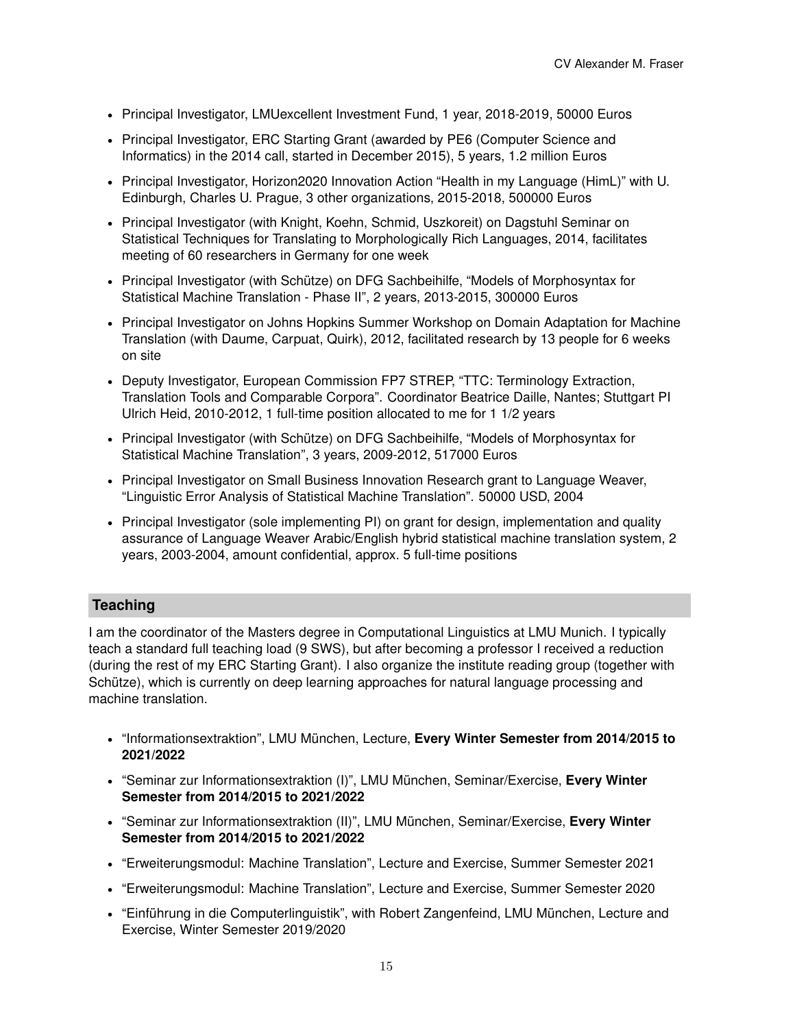- Principal Investigator, LMUexcellent Investment Fund, 1 year, 2018-2019, 50000 Euros
- Principal Investigator, ERC Starting Grant (awarded by PE6 (Computer Science and Informatics) in the 2014 call, started in December 2015), 5 years, 1.2 million Euros
- Principal Investigator, Horizon2020 Innovation Action "Health in my Language (HimL)" with U. Edinburgh, Charles U. Prague, 3 other organizations, 2015-2018, 500000 Euros
- Principal Investigator (with Knight, Koehn, Schmid, Uszkoreit) on Dagstuhl Seminar on Statistical Techniques for Translating to Morphologically Rich Languages, 2014, facilitates meeting of 60 researchers in Germany for one week
- Principal Investigator (with Schütze) on DFG Sachbeihilfe, "Models of Morphosyntax for Statistical Machine Translation - Phase II", 2 years, 2013-2015, 300000 Euros
- Principal Investigator on Johns Hopkins Summer Workshop on Domain Adaptation for Machine Translation (with Daume, Carpuat, Quirk), 2012, facilitated research by 13 people for 6 weeks on site
- Deputy Investigator, European Commission FP7 STREP, "TTC: Terminology Extraction, Translation Tools and Comparable Corpora". Coordinator Beatrice Daille, Nantes; Stuttgart PI Ulrich Heid, 2010-2012, 1 full-time position allocated to me for 1 1/2 years
- Principal Investigator (with Schütze) on DFG Sachbeihilfe, "Models of Morphosyntax for Statistical Machine Translation", 3 years, 2009-2012, 517000 Euros
- Principal Investigator on Small Business Innovation Research grant to Language Weaver, "Linguistic Error Analysis of Statistical Machine Translation". 50000 USD, 2004
- Principal Investigator (sole implementing PI) on grant for design, implementation and quality assurance of Language Weaver Arabic/English hybrid statistical machine translation system, 2 years, 2003-2004, amount confidential, approx. 5 full-time positions

## Teaching

I am the coordinator of the Masters degree in Computational Linguistics at LMU Munich. I typically teach a standard full teaching load (9 SWS), but after becoming a professor I received a reduction (during the rest of my ERC Starting Grant). I also organize the institute reading group (together with Schütze), which is currently on deep learning approaches for natural language processing and machine translation.

- "Informationsextraktion", LMU München, Lecture, **Every Winter Semester from 2014/2015 to 2021/2022**
- "Seminar zur Informationsextraktion (I)", LMU München, Seminar/Exercise, **Every Winter Semester from 2014/2015 to 2021/2022**
- "Seminar zur Informationsextraktion (II)", LMU München, Seminar/Exercise, **Every Winter Semester from 2014/2015 to 2021/2022**
- "Erweiterungsmodul: Machine Translation", Lecture and Exercise, Summer Semester 2021
- "Erweiterungsmodul: Machine Translation", Lecture and Exercise, Summer Semester 2020
- "Einführung in die Computerlinguistik", with Robert Zangenfeind, LMU München, Lecture and Exercise, Winter Semester 2019/2020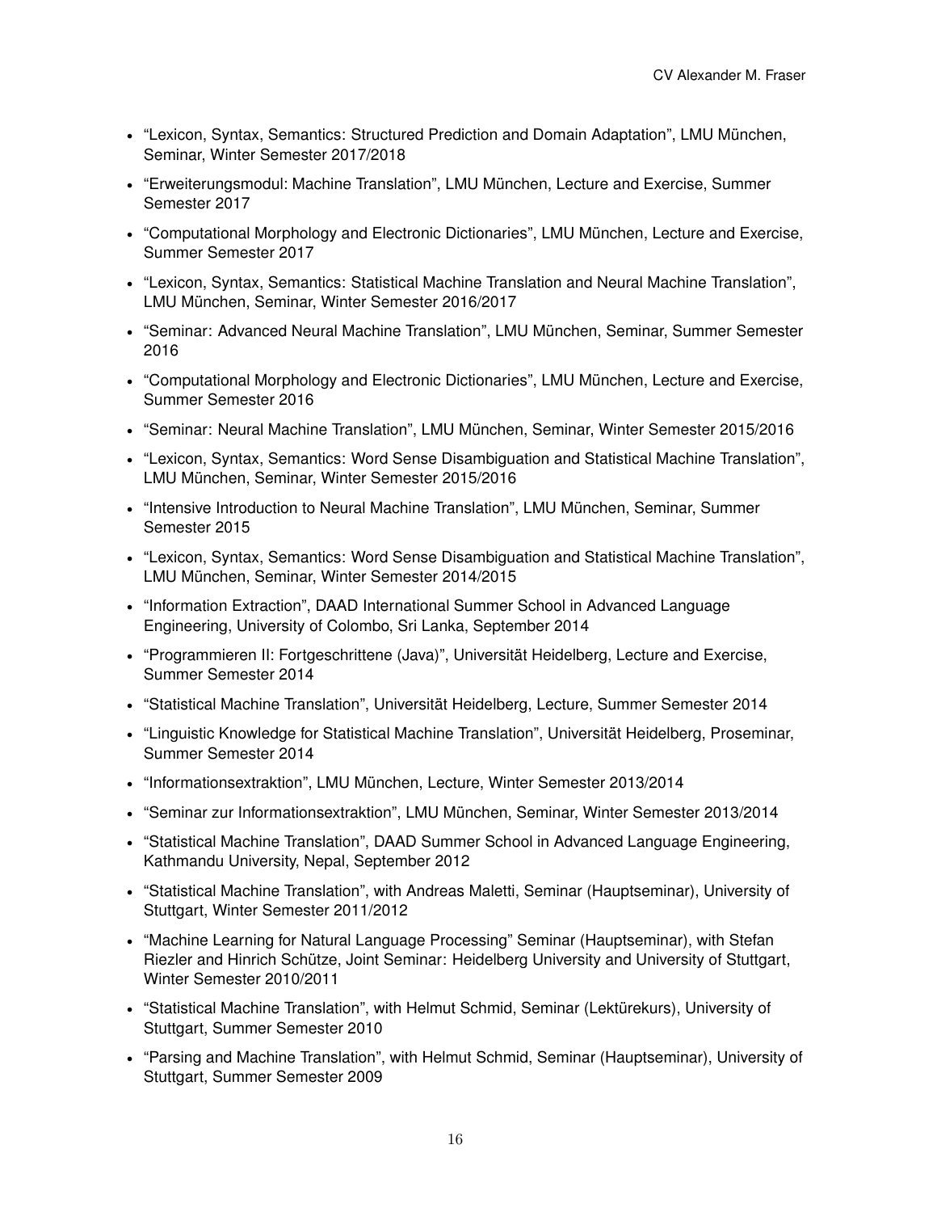- “Lexicon, Syntax, Semantics: Structured Prediction and Domain Adaptation”, LMU München, Seminar, Winter Semester 2017/2018
- “Erweiterungsmodul: Machine Translation”, LMU München, Lecture and Exercise, Summer Semester 2017
- “Computational Morphology and Electronic Dictionaries”, LMU München, Lecture and Exercise, Summer Semester 2017
- “Lexicon, Syntax, Semantics: Statistical Machine Translation and Neural Machine Translation”, LMU München, Seminar, Winter Semester 2016/2017
- “Seminar: Advanced Neural Machine Translation”, LMU München, Seminar, Summer Semester 2016
- “Computational Morphology and Electronic Dictionaries”, LMU München, Lecture and Exercise, Summer Semester 2016
- “Seminar: Neural Machine Translation”, LMU München, Seminar, Winter Semester 2015/2016
- “Lexicon, Syntax, Semantics: Word Sense Disambiguation and Statistical Machine Translation”, LMU München, Seminar, Winter Semester 2015/2016
- “Intensive Introduction to Neural Machine Translation”, LMU München, Seminar, Summer Semester 2015
- “Lexicon, Syntax, Semantics: Word Sense Disambiguation and Statistical Machine Translation”, LMU München, Seminar, Winter Semester 2014/2015
- “Information Extraction”, DAAD International Summer School in Advanced Language Engineering, University of Colombo, Sri Lanka, September 2014
- “Programmieren II: Fortgeschrittene (Java)”, Universität Heidelberg, Lecture and Exercise, Summer Semester 2014
- “Statistical Machine Translation”, Universität Heidelberg, Lecture, Summer Semester 2014
- “Linguistic Knowledge for Statistical Machine Translation”, Universität Heidelberg, Proseminar, Summer Semester 2014
- “Informationsextraktion”, LMU München, Lecture, Winter Semester 2013/2014
- “Seminar zur Informationsextraktion”, LMU München, Seminar, Winter Semester 2013/2014
- “Statistical Machine Translation”, DAAD Summer School in Advanced Language Engineering, Kathmandu University, Nepal, September 2012
- “Statistical Machine Translation”, with Andreas Maletti, Seminar (Hauptseminar), University of Stuttgart, Winter Semester 2011/2012
- “Machine Learning for Natural Language Processing” Seminar (Hauptseminar), with Stefan Riezler and Hinrich Schütze, Joint Seminar: Heidelberg University and University of Stuttgart, Winter Semester 2010/2011
- “Statistical Machine Translation”, with Helmut Schmid, Seminar (Lektürekurs), University of Stuttgart, Summer Semester 2010
- “Parsing and Machine Translation”, with Helmut Schmid, Seminar (Hauptseminar), University of Stuttgart, Summer Semester 2009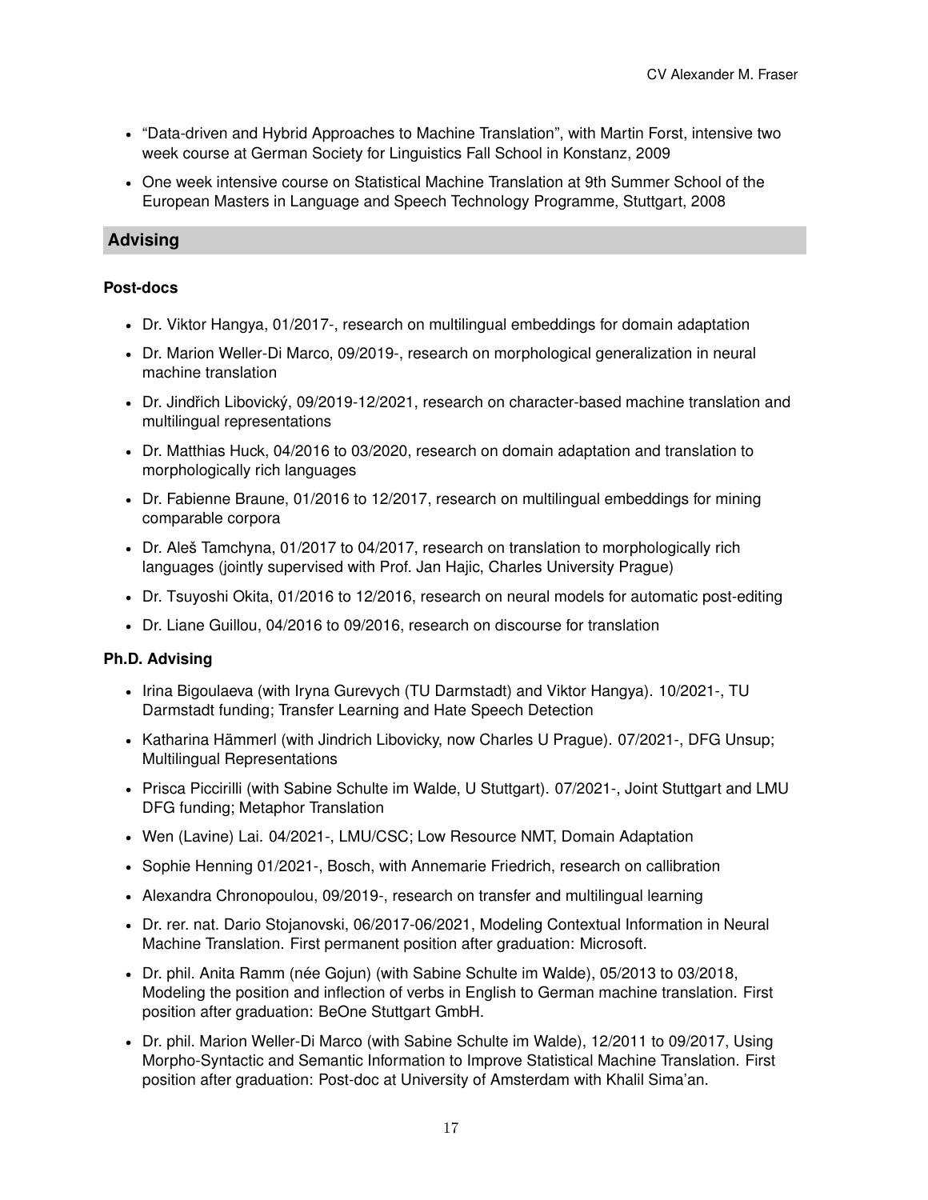- “Data-driven and Hybrid Approaches to Machine Translation”, with Martin Forst, intensive two week course at German Society for Linguistics Fall School in Konstanz, 2009
- One week intensive course on Statistical Machine Translation at 9th Summer School of the European Masters in Language and Speech Technology Programme, Stuttgart, 2008

## Advising

### Post-docs

- Dr. Viktor Hangya, 01/2017-, research on multilingual embeddings for domain adaptation
- Dr. Marion Weller-Di Marco, 09/2019-, research on morphological generalization in neural machine translation
- Dr. Jindřich Libovický, 09/2019-12/2021, research on character-based machine translation and multilingual representations
- Dr. Matthias Huck, 04/2016 to 03/2020, research on domain adaptation and translation to morphologically rich languages
- Dr. Fabienne Braune, 01/2016 to 12/2017, research on multilingual embeddings for mining comparable corpora
- Dr. Aleš Tamchyna, 01/2017 to 04/2017, research on translation to morphologically rich languages (jointly supervised with Prof. Jan Hajic, Charles University Prague)
- Dr. Tsuyoshi Okita, 01/2016 to 12/2016, research on neural models for automatic post-editing
- Dr. Liane Guillou, 04/2016 to 09/2016, research on discourse for translation

### Ph.D. Advising

- Irina Bigoulaeva (with Iryna Gurevych (TU Darmstadt) and Viktor Hangya). 10/2021-, TU Darmstadt funding; Transfer Learning and Hate Speech Detection
- Katharina Hämmerl (with Jindrich Libovicky, now Charles U Prague). 07/2021-, DFG Unsup; Multilingual Representations
- Prisca Piccirilli (with Sabine Schulte im Walde, U Stuttgart). 07/2021-, Joint Stuttgart and LMU DFG funding; Metaphor Translation
- Wen (Lavine) Lai. 04/2021-, LMU/CSC; Low Resource NMT, Domain Adaptation
- Sophie Henning 01/2021-, Bosch, with Annemarie Friedrich, research on callibration
- Alexandra Chronopoulou, 09/2019-, research on transfer and multilingual learning
- Dr. rer. nat. Dario Stojanovski, 06/2017-06/2021, Modeling Contextual Information in Neural Machine Translation. First permanent position after graduation: Microsoft.
- Dr. phil. Anita Ramm (née Gojun) (with Sabine Schulte im Walde), 05/2013 to 03/2018, Modeling the position and inflection of verbs in English to German machine translation. First position after graduation: BeOne Stuttgart GmbH.
- Dr. phil. Marion Weller-Di Marco (with Sabine Schulte im Walde), 12/2011 to 09/2017, Using Morpho-Syntactic and Semantic Information to Improve Statistical Machine Translation. First position after graduation: Post-doc at University of Amsterdam with Khalil Sima'an.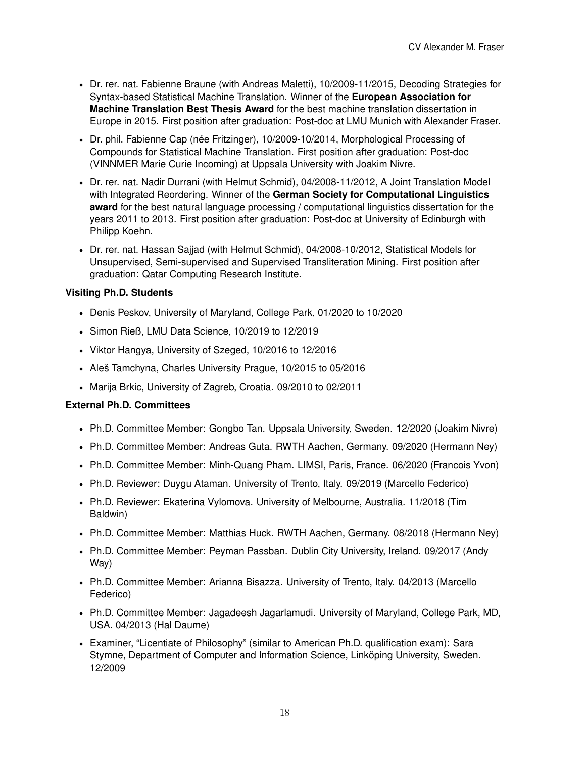- Dr. rer. nat. Fabienne Braune (with Andreas Maletti), 10/2009-11/2015, Decoding Strategies for Syntax-based Statistical Machine Translation. Winner of the **European Association for Machine Translation Best Thesis Award** for the best machine translation dissertation in Europe in 2015. First position after graduation: Post-doc at LMU Munich with Alexander Fraser.
- Dr. phil. Fabienne Cap (née Fritzinger), 10/2009-10/2014, Morphological Processing of Compounds for Statistical Machine Translation. First position after graduation: Post-doc (VINNMER Marie Curie Incoming) at Uppsala University with Joakim Nivre.
- Dr. rer. nat. Nadir Durrani (with Helmut Schmid), 04/2008-11/2012, A Joint Translation Model with Integrated Reordering. Winner of the **German Society for Computational Linguistics award** for the best natural language processing / computational linguistics dissertation for the years 2011 to 2013. First position after graduation: Post-doc at University of Edinburgh with Philipp Koehn.
- Dr. rer. nat. Hassan Sajjad (with Helmut Schmid), 04/2008-10/2012, Statistical Models for Unsupervised, Semi-supervised and Supervised Transliteration Mining. First position after graduation: Qatar Computing Research Institute.

**Visiting Ph.D. Students**

- Denis Peskov, University of Maryland, College Park, 01/2020 to 10/2020
- Simon Rieß, LMU Data Science, 10/2019 to 12/2019
- Viktor Hangya, University of Szeged, 10/2016 to 12/2016
- Aleš Tamchyna, Charles University Prague, 10/2015 to 05/2016
- Marija Brkic, University of Zagreb, Croatia. 09/2010 to 02/2011

**External Ph.D. Committees**

- Ph.D. Committee Member: Gongbo Tan. Uppsala University, Sweden. 12/2020 (Joakim Nivre)
- Ph.D. Committee Member: Andreas Guta. RWTH Aachen, Germany. 09/2020 (Hermann Ney)
- Ph.D. Committee Member: Minh-Quang Pham. LIMSI, Paris, France. 06/2020 (Francois Yvon)
- Ph.D. Reviewer: Duygu Ataman. University of Trento, Italy. 09/2019 (Marcello Federico)
- Ph.D. Reviewer: Ekaterina Vylomova. University of Melbourne, Australia. 11/2018 (Tim Baldwin)
- Ph.D. Committee Member: Matthias Huck. RWTH Aachen, Germany. 08/2018 (Hermann Ney)
- Ph.D. Committee Member: Peyman Passban. Dublin City University, Ireland. 09/2017 (Andy Way)
- Ph.D. Committee Member: Arianna Bisazza. University of Trento, Italy. 04/2013 (Marcello Federico)
- Ph.D. Committee Member: Jagadeesh Jagarlamudi. University of Maryland, College Park, MD, USA. 04/2013 (Hal Daume)
- Examiner, "Licentiate of Philosophy" (similar to American Ph.D. qualification exam): Sara Stymne, Department of Computer and Information Science, Linköping University, Sweden. 12/2009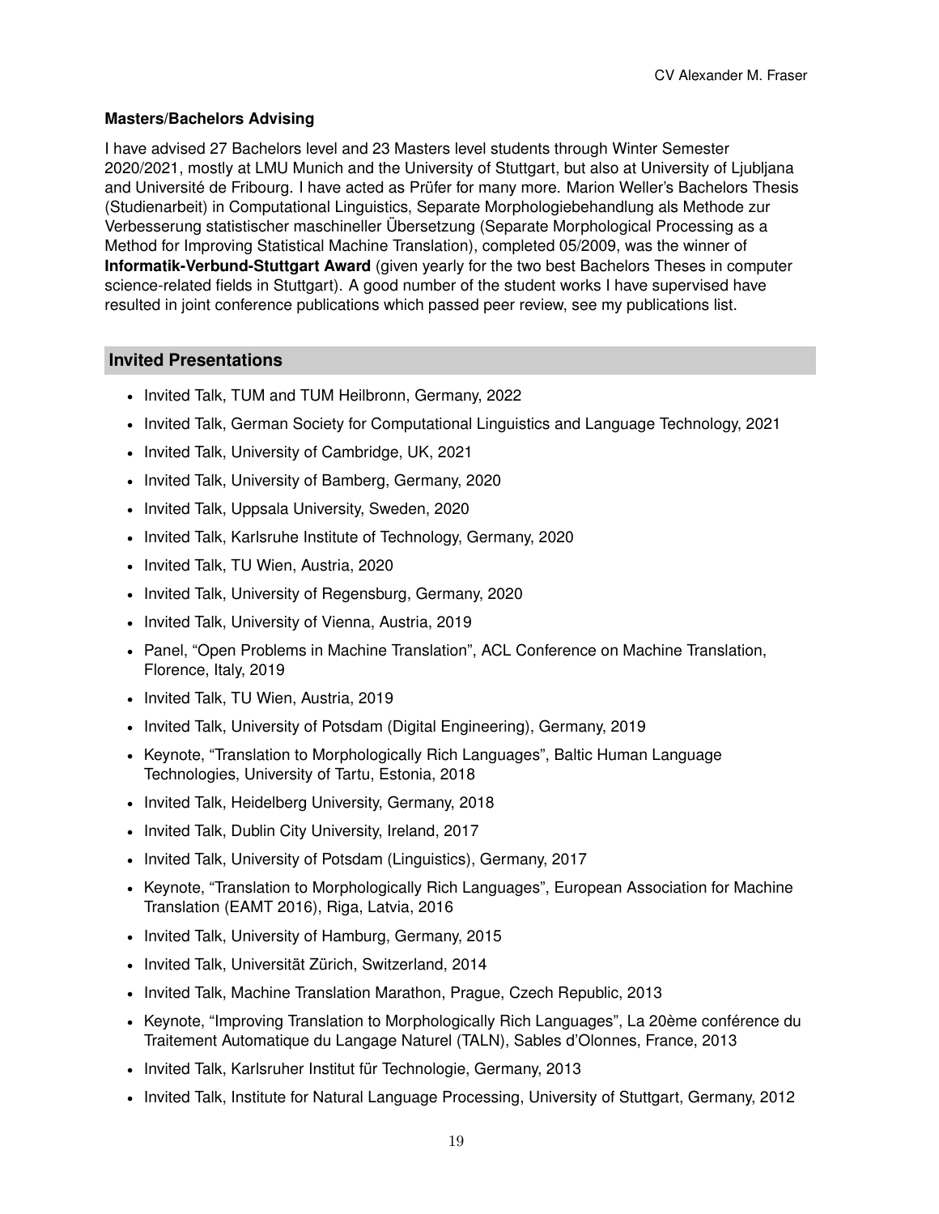**Masters/Bachelors Advising**

I have advised 27 Bachelors level and 23 Masters level students through Winter Semester 2020/2021, mostly at LMU Munich and the University of Stuttgart, but also at University of Ljubljana and Université de Fribourg. I have acted as Prüfer for many more. Marion Weller's Bachelors Thesis (Studienarbeit) in Computational Linguistics, Separate Morphologiebehandlung als Methode zur Verbesserung statistischer maschineller Übersetzung (Separate Morphological Processing as a Method for Improving Statistical Machine Translation), completed 05/2009, was the winner of **Informatik-Verbund-Stuttgart Award** (given yearly for the two best Bachelors Theses in computer science-related fields in Stuttgart). A good number of the student works I have supervised have resulted in joint conference publications which passed peer review, see my publications list.

## Invited Presentations

- Invited Talk, TUM and TUM Heilbronn, Germany, 2022
- Invited Talk, German Society for Computational Linguistics and Language Technology, 2021
- Invited Talk, University of Cambridge, UK, 2021
- Invited Talk, University of Bamberg, Germany, 2020
- Invited Talk, Uppsala University, Sweden, 2020
- Invited Talk, Karlsruhe Institute of Technology, Germany, 2020
- Invited Talk, TU Wien, Austria, 2020
- Invited Talk, University of Regensburg, Germany, 2020
- Invited Talk, University of Vienna, Austria, 2019
- Panel, "Open Problems in Machine Translation", ACL Conference on Machine Translation, Florence, Italy, 2019
- Invited Talk, TU Wien, Austria, 2019
- Invited Talk, University of Potsdam (Digital Engineering), Germany, 2019
- Keynote, "Translation to Morphologically Rich Languages", Baltic Human Language Technologies, University of Tartu, Estonia, 2018
- Invited Talk, Heidelberg University, Germany, 2018
- Invited Talk, Dublin City University, Ireland, 2017
- Invited Talk, University of Potsdam (Linguistics), Germany, 2017
- Keynote, "Translation to Morphologically Rich Languages", European Association for Machine Translation (EAMT 2016), Riga, Latvia, 2016
- Invited Talk, University of Hamburg, Germany, 2015
- Invited Talk, Universität Zürich, Switzerland, 2014
- Invited Talk, Machine Translation Marathon, Prague, Czech Republic, 2013
- Keynote, "Improving Translation to Morphologically Rich Languages", La 20ème conférence du Traitement Automatique du Langage Naturel (TALN), Sables d'Olonnes, France, 2013
- Invited Talk, Karlsruher Institut für Technologie, Germany, 2013
- Invited Talk, Institute for Natural Language Processing, University of Stuttgart, Germany, 2012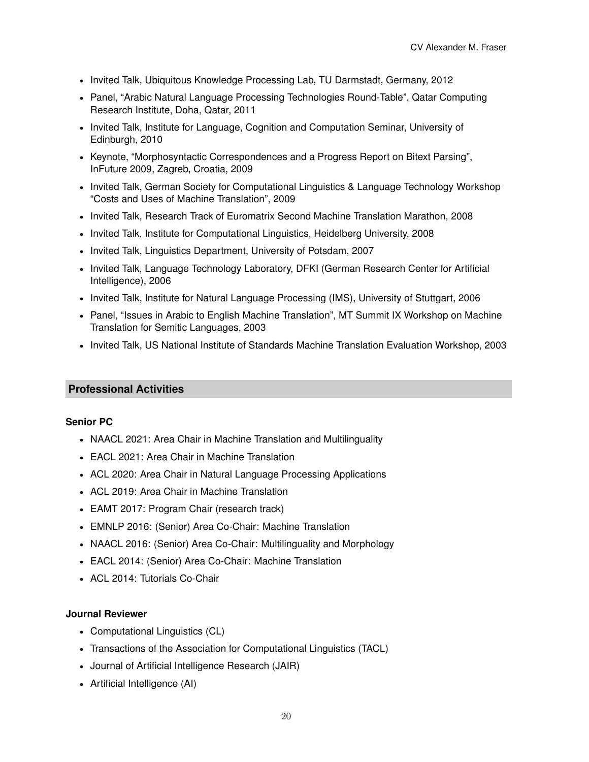- Invited Talk, Ubiquitous Knowledge Processing Lab, TU Darmstadt, Germany, 2012
- Panel, “Arabic Natural Language Processing Technologies Round-Table”, Qatar Computing Research Institute, Doha, Qatar, 2011
- Invited Talk, Institute for Language, Cognition and Computation Seminar, University of Edinburgh, 2010
- Keynote, “Morphosyntactic Correspondences and a Progress Report on Bitext Parsing”, InFuture 2009, Zagreb, Croatia, 2009
- Invited Talk, German Society for Computational Linguistics & Language Technology Workshop “Costs and Uses of Machine Translation”, 2009
- Invited Talk, Research Track of Euromatrix Second Machine Translation Marathon, 2008
- Invited Talk, Institute for Computational Linguistics, Heidelberg University, 2008
- Invited Talk, Linguistics Department, University of Potsdam, 2007
- Invited Talk, Language Technology Laboratory, DFKI (German Research Center for Artificial Intelligence), 2006
- Invited Talk, Institute for Natural Language Processing (IMS), University of Stuttgart, 2006
- Panel, “Issues in Arabic to English Machine Translation”, MT Summit IX Workshop on Machine Translation for Semitic Languages, 2003
- Invited Talk, US National Institute of Standards Machine Translation Evaluation Workshop, 2003

## Professional Activities

**Senior PC**

- NAACL 2021: Area Chair in Machine Translation and Multilinguality
- EACL 2021: Area Chair in Machine Translation
- ACL 2020: Area Chair in Natural Language Processing Applications
- ACL 2019: Area Chair in Machine Translation
- EAMT 2017: Program Chair (research track)
- EMNLP 2016: (Senior) Area Co-Chair: Machine Translation
- NAACL 2016: (Senior) Area Co-Chair: Multilinguality and Morphology
- EACL 2014: (Senior) Area Co-Chair: Machine Translation
- ACL 2014: Tutorials Co-Chair

**Journal Reviewer**

- Computational Linguistics (CL)
- Transactions of the Association for Computational Linguistics (TACL)
- Journal of Artificial Intelligence Research (JAIR)
- Artificial Intelligence (AI)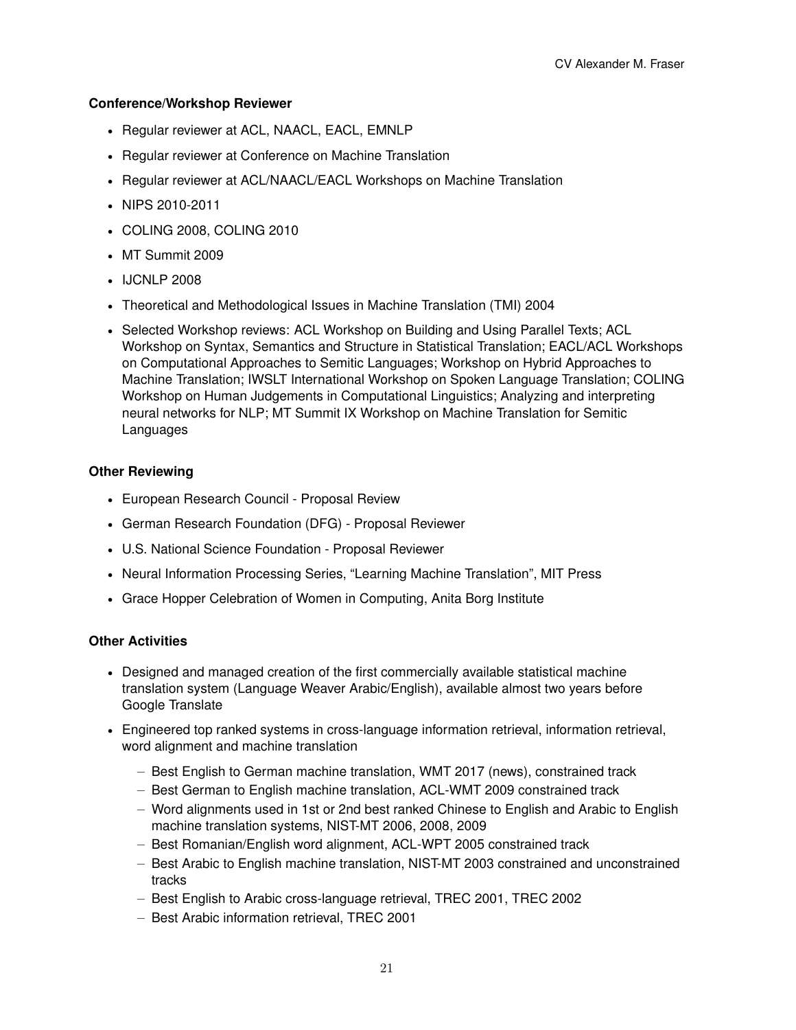**Conference/Workshop Reviewer**

- Regular reviewer at ACL, NAACL, EACL, EMNLP
- Regular reviewer at Conference on Machine Translation
- Regular reviewer at ACL/NAACL/EACL Workshops on Machine Translation
- NIPS 2010-2011
- COLING 2008, COLING 2010
- MT Summit 2009
- IJCNLP 2008
- Theoretical and Methodological Issues in Machine Translation (TMI) 2004
- Selected Workshop reviews: ACL Workshop on Building and Using Parallel Texts; ACL Workshop on Syntax, Semantics and Structure in Statistical Translation; EACL/ACL Workshops on Computational Approaches to Semitic Languages; Workshop on Hybrid Approaches to Machine Translation; IWSLT International Workshop on Spoken Language Translation; COLING Workshop on Human Judgements in Computational Linguistics; Analyzing and interpreting neural networks for NLP; MT Summit IX Workshop on Machine Translation for Semitic Languages

**Other Reviewing**

- European Research Council - Proposal Review
- German Research Foundation (DFG) - Proposal Reviewer
- U.S. National Science Foundation - Proposal Reviewer
- Neural Information Processing Series, "Learning Machine Translation", MIT Press
- Grace Hopper Celebration of Women in Computing, Anita Borg Institute

**Other Activities**

- Designed and managed creation of the first commercially available statistical machine translation system (Language Weaver Arabic/English), available almost two years before Google Translate
- Engineered top ranked systems in cross-language information retrieval, information retrieval, word alignment and machine translation
  - Best English to German machine translation, WMT 2017 (news), constrained track
  - Best German to English machine translation, ACL-WMT 2009 constrained track
  - Word alignments used in 1st or 2nd best ranked Chinese to English and Arabic to English machine translation systems, NIST-MT 2006, 2008, 2009
  - Best Romanian/English word alignment, ACL-WPT 2005 constrained track
  - Best Arabic to English machine translation, NIST-MT 2003 constrained and unconstrained tracks
  - Best English to Arabic cross-language retrieval, TREC 2001, TREC 2002
  - Best Arabic information retrieval, TREC 2001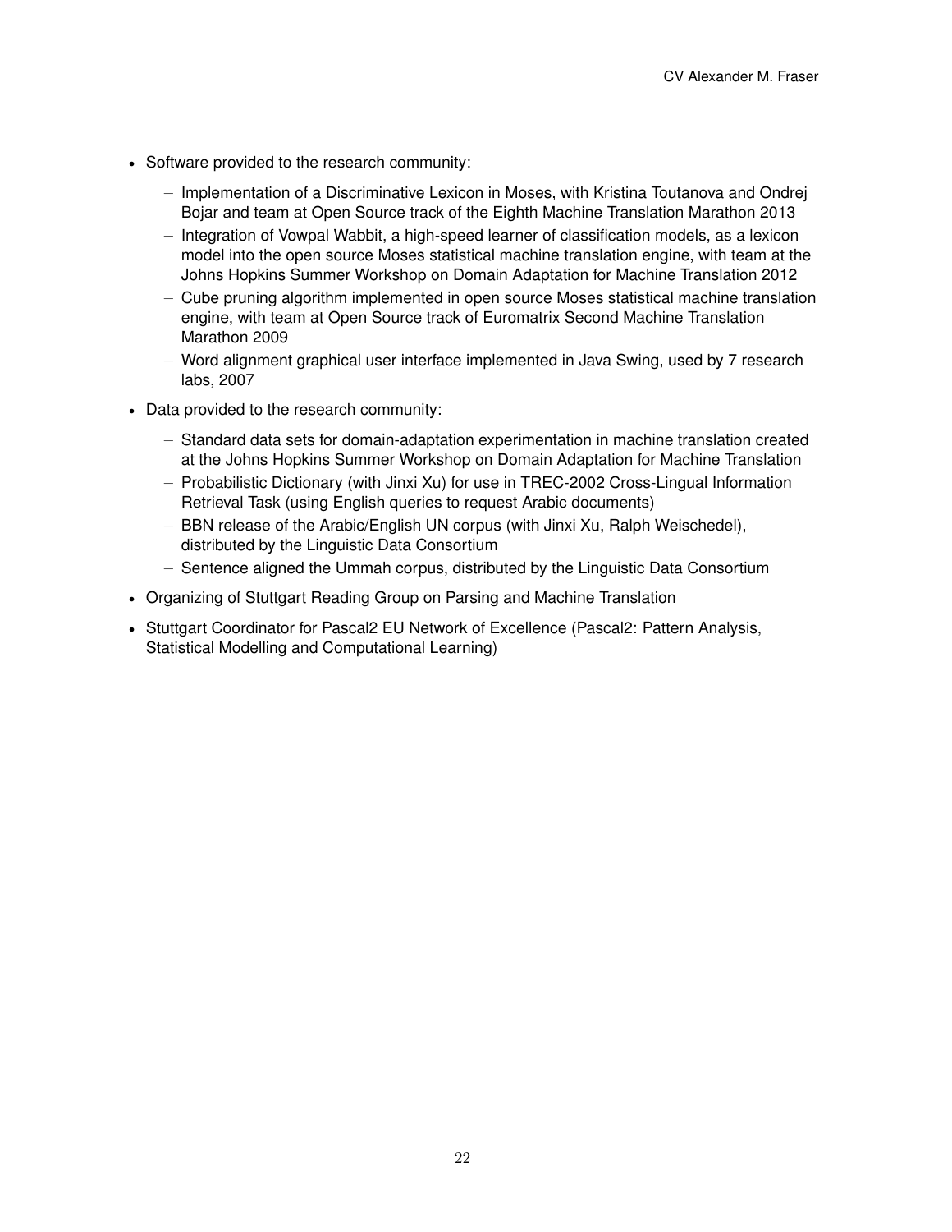- Software provided to the research community:
  - Implementation of a Discriminative Lexicon in Moses, with Kristina Toutanova and Ondrej Bojar and team at Open Source track of the Eighth Machine Translation Marathon 2013
  - Integration of Vowpal Wabbit, a high-speed learner of classification models, as a lexicon model into the open source Moses statistical machine translation engine, with team at the Johns Hopkins Summer Workshop on Domain Adaptation for Machine Translation 2012
  - Cube pruning algorithm implemented in open source Moses statistical machine translation engine, with team at Open Source track of Euromatrix Second Machine Translation Marathon 2009
  - Word alignment graphical user interface implemented in Java Swing, used by 7 research labs, 2007
- Data provided to the research community:
  - Standard data sets for domain-adaptation experimentation in machine translation created at the Johns Hopkins Summer Workshop on Domain Adaptation for Machine Translation
  - Probabilistic Dictionary (with Jinxi Xu) for use in TREC-2002 Cross-Lingual Information Retrieval Task (using English queries to request Arabic documents)
  - BBN release of the Arabic/English UN corpus (with Jinxi Xu, Ralph Weischedel), distributed by the Linguistic Data Consortium
  - Sentence aligned the Ummah corpus, distributed by the Linguistic Data Consortium
- Organizing of Stuttgart Reading Group on Parsing and Machine Translation
- Stuttgart Coordinator for Pascal2 EU Network of Excellence (Pascal2: Pattern Analysis, Statistical Modelling and Computational Learning)